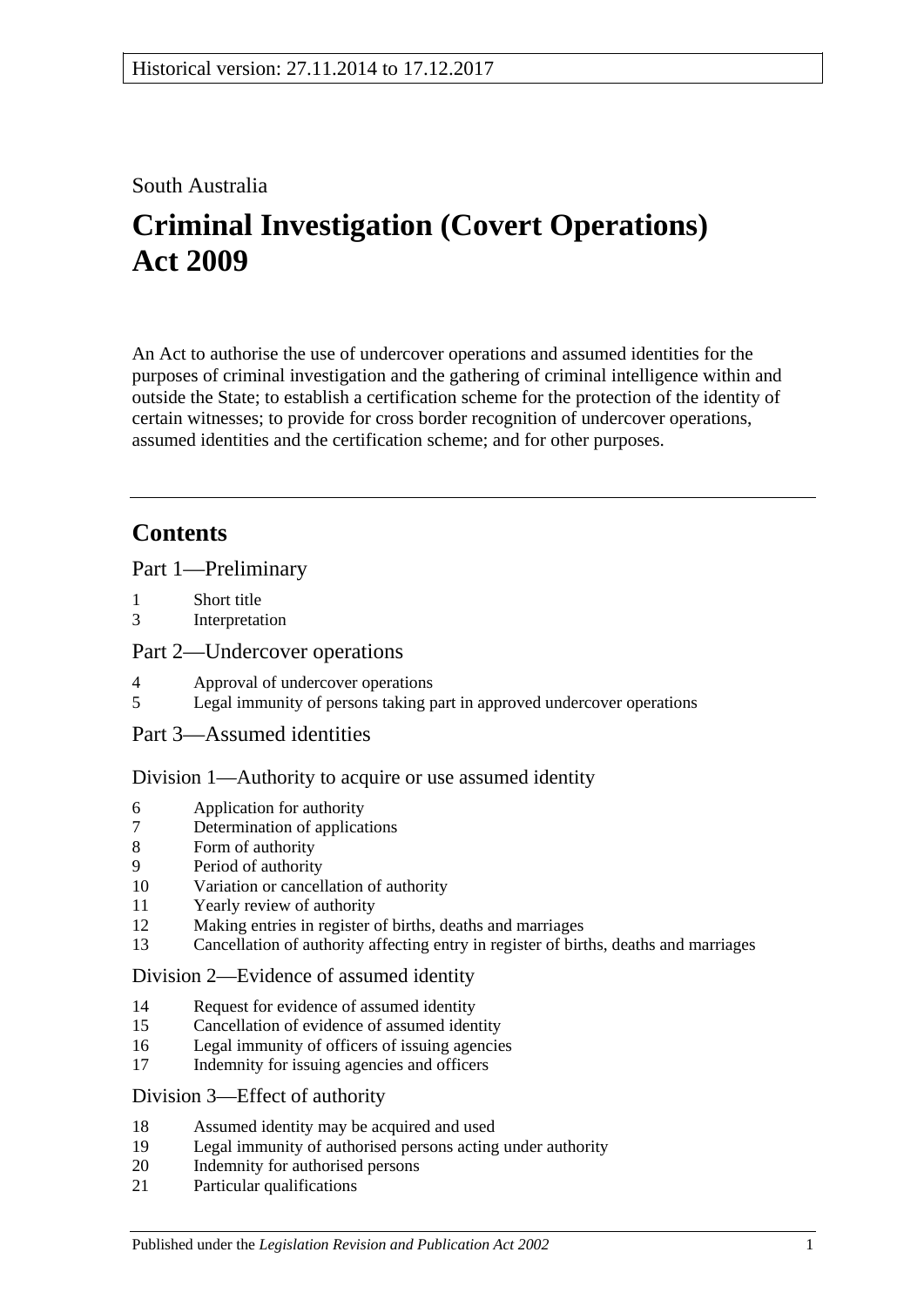Historical version: 27.11.2014 to 17.12.2017

South Australia

# Criminal Investigation (Covert Operations) Act 2009

An Act to authorise the use of undercover operations and assumed identities for the purposes of criminal investigation and the gathering of criminal intelligence within and outside the State; to establish a certification scheme for the protection of the identity of certain witnesses; to provide for cross border recognition of undercover operations, assumed identities and the certification scheme; and for other purposes.

## Contents

Part 1—Preliminary

1 Short title
3 Interpretation

Part 2—Undercover operations

4 Approval of undercover operations
5 Legal immunity of persons taking part in approved undercover operations

Part 3—Assumed identities

Division 1—Authority to acquire or use assumed identity

6 Application for authority
7 Determination of applications
8 Form of authority
9 Period of authority
10 Variation or cancellation of authority
11 Yearly review of authority
12 Making entries in register of births, deaths and marriages
13 Cancellation of authority affecting entry in register of births, deaths and marriages

Division 2—Evidence of assumed identity

14 Request for evidence of assumed identity
15 Cancellation of evidence of assumed identity
16 Legal immunity of officers of issuing agencies
17 Indemnity for issuing agencies and officers

Division 3—Effect of authority

18 Assumed identity may be acquired and used
19 Legal immunity of authorised persons acting under authority
20 Indemnity for authorised persons
21 Particular qualifications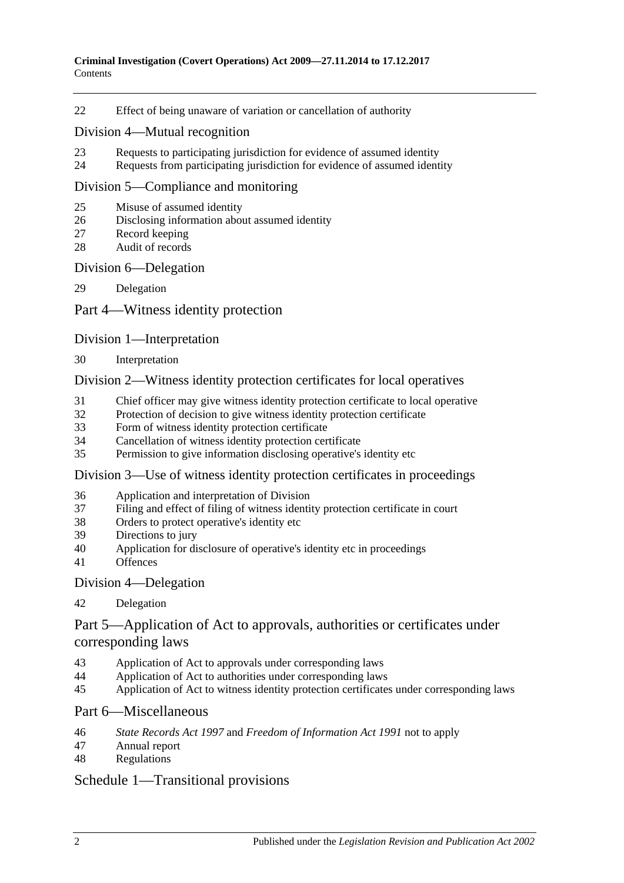22 Effect of being unaware of variation or cancellation of authority

## Division 4—Mutual recognition

23 Requests to participating jurisdiction for evidence of assumed identity
24 Requests from participating jurisdiction for evidence of assumed identity

## Division 5—Compliance and monitoring

25 Misuse of assumed identity
26 Disclosing information about assumed identity
27 Record keeping
28 Audit of records

## Division 6—Delegation

29 Delegation

# Part 4—Witness identity protection

## Division 1—Interpretation

30 Interpretation

## Division 2—Witness identity protection certificates for local operatives

31 Chief officer may give witness identity protection certificate to local operative
32 Protection of decision to give witness identity protection certificate
33 Form of witness identity protection certificate
34 Cancellation of witness identity protection certificate
35 Permission to give information disclosing operative's identity etc

## Division 3—Use of witness identity protection certificates in proceedings

36 Application and interpretation of Division
37 Filing and effect of filing of witness identity protection certificate in court
38 Orders to protect operative's identity etc
39 Directions to jury
40 Application for disclosure of operative's identity etc in proceedings
41 Offences

## Division 4—Delegation

42 Delegation

# Part 5—Application of Act to approvals, authorities or certificates under corresponding laws

43 Application of Act to approvals under corresponding laws
44 Application of Act to authorities under corresponding laws
45 Application of Act to witness identity protection certificates under corresponding laws

# Part 6—Miscellaneous

46 *State Records Act 1997* and *Freedom of Information Act 1991* not to apply
47 Annual report
48 Regulations

# Schedule 1—Transitional provisions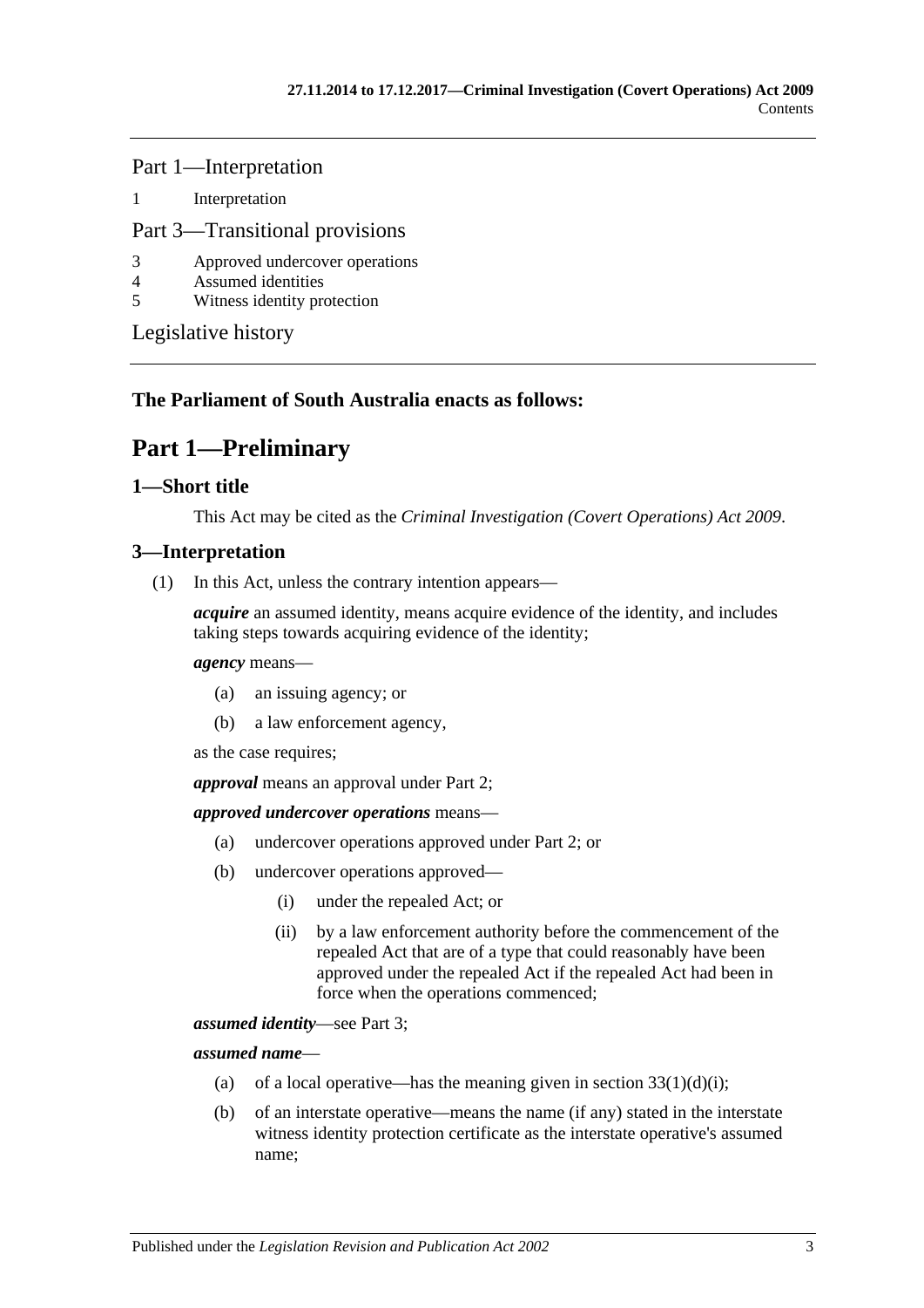Part 1—Interpretation

1 Interpretation

Part 3—Transitional provisions

3 Approved undercover operations
4 Assumed identities
5 Witness identity protection

Legislative history

**The Parliament of South Australia enacts as follows:**

# Part 1—Preliminary

## 1—Short title

This Act may be cited as the *Criminal Investigation (Covert Operations) Act 2009*.

## 3—Interpretation

(1) In this Act, unless the contrary intention appears—

***acquire*** an assumed identity, means acquire evidence of the identity, and includes taking steps towards acquiring evidence of the identity;

***agency*** means—

- (a) an issuing agency; or
- (b) a law enforcement agency,

as the case requires;

***approval*** means an approval under Part 2;

***approved undercover operations*** means—

- (a) undercover operations approved under Part 2; or
- (b) undercover operations approved—
  - (i) under the repealed Act; or
  - (ii) by a law enforcement authority before the commencement of the repealed Act that are of a type that could reasonably have been approved under the repealed Act if the repealed Act had been in force when the operations commenced;

***assumed identity***—see Part 3;

***assumed name***—

- (a) of a local operative—has the meaning given in section 33(1)(d)(i);
- (b) of an interstate operative—means the name (if any) stated in the interstate witness identity protection certificate as the interstate operative's assumed name;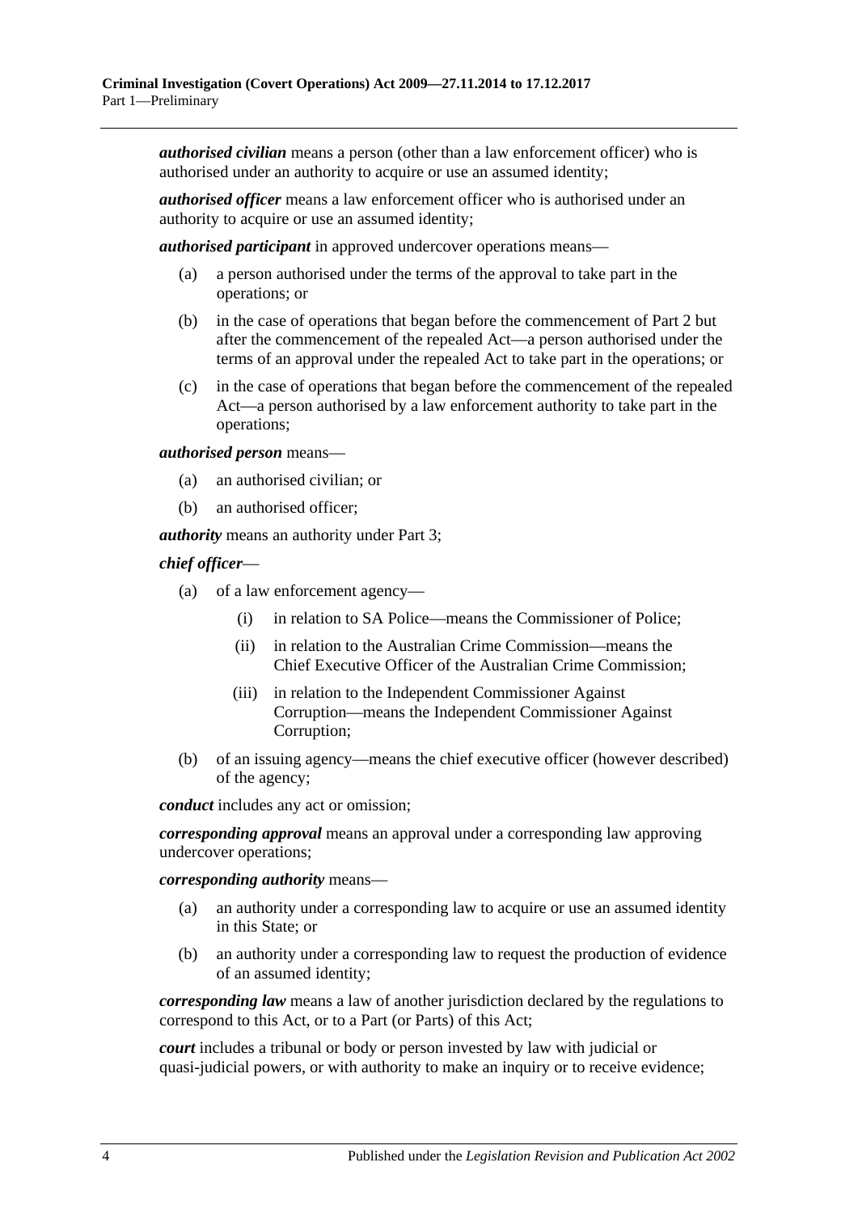***authorised civilian*** means a person (other than a law enforcement officer) who is authorised under an authority to acquire or use an assumed identity;

***authorised officer*** means a law enforcement officer who is authorised under an authority to acquire or use an assumed identity;

***authorised participant*** in approved undercover operations means—

(a) a person authorised under the terms of the approval to take part in the operations; or

(b) in the case of operations that began before the commencement of Part 2 but after the commencement of the repealed Act—a person authorised under the terms of an approval under the repealed Act to take part in the operations; or

(c) in the case of operations that began before the commencement of the repealed Act—a person authorised by a law enforcement authority to take part in the operations;

***authorised person*** means—

(a) an authorised civilian; or

(b) an authorised officer;

***authority*** means an authority under Part 3;

***chief officer***—

(a) of a law enforcement agency—

(i) in relation to SA Police—means the Commissioner of Police;

(ii) in relation to the Australian Crime Commission—means the Chief Executive Officer of the Australian Crime Commission;

(iii) in relation to the Independent Commissioner Against Corruption—means the Independent Commissioner Against Corruption;

(b) of an issuing agency—means the chief executive officer (however described) of the agency;

***conduct*** includes any act or omission;

***corresponding approval*** means an approval under a corresponding law approving undercover operations;

***corresponding authority*** means—

(a) an authority under a corresponding law to acquire or use an assumed identity in this State; or

(b) an authority under a corresponding law to request the production of evidence of an assumed identity;

***corresponding law*** means a law of another jurisdiction declared by the regulations to correspond to this Act, or to a Part (or Parts) of this Act;

***court*** includes a tribunal or body or person invested by law with judicial or quasi-judicial powers, or with authority to make an inquiry or to receive evidence;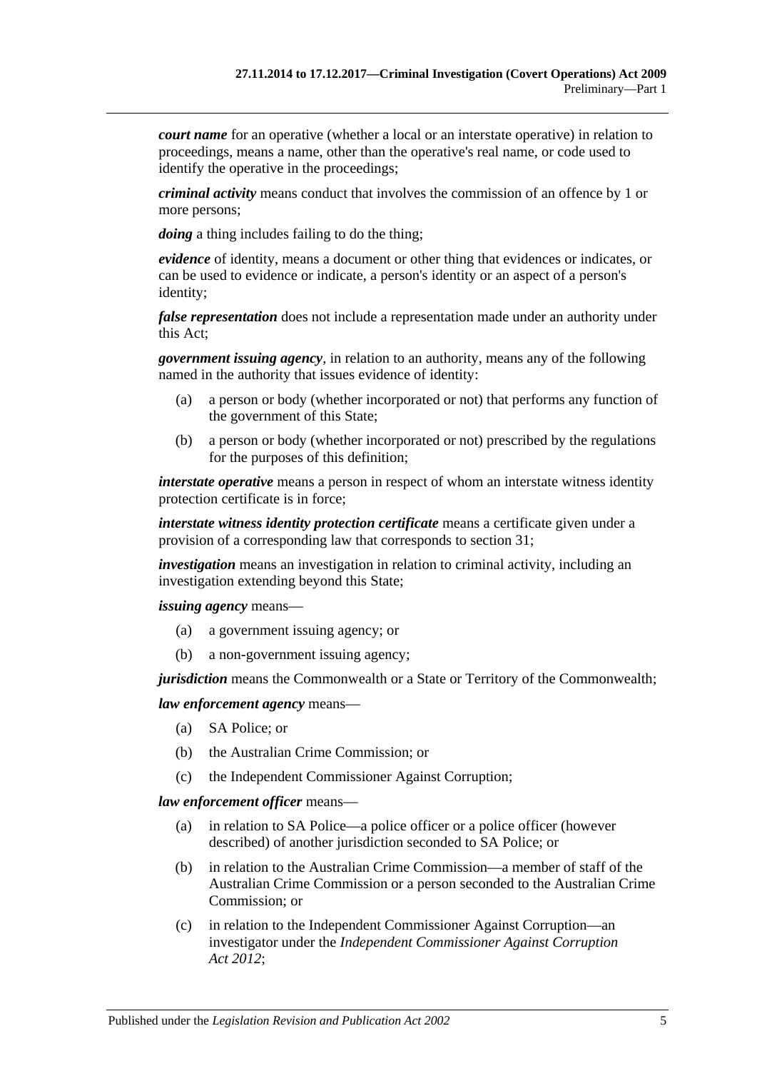***court name*** for an operative (whether a local or an interstate operative) in relation to proceedings, means a name, other than the operative's real name, or code used to identify the operative in the proceedings;

***criminal activity*** means conduct that involves the commission of an offence by 1 or more persons;

***doing*** a thing includes failing to do the thing;

***evidence*** of identity, means a document or other thing that evidences or indicates, or can be used to evidence or indicate, a person's identity or an aspect of a person's identity;

***false representation*** does not include a representation made under an authority under this Act;

***government issuing agency***, in relation to an authority, means any of the following named in the authority that issues evidence of identity:

- (a) a person or body (whether incorporated or not) that performs any function of the government of this State;
- (b) a person or body (whether incorporated or not) prescribed by the regulations for the purposes of this definition;

***interstate operative*** means a person in respect of whom an interstate witness identity protection certificate is in force;

***interstate witness identity protection certificate*** means a certificate given under a provision of a corresponding law that corresponds to section 31;

***investigation*** means an investigation in relation to criminal activity, including an investigation extending beyond this State;

***issuing agency*** means—

- (a) a government issuing agency; or
- (b) a non-government issuing agency;

***jurisdiction*** means the Commonwealth or a State or Territory of the Commonwealth;

***law enforcement agency*** means—

- (a) SA Police; or
- (b) the Australian Crime Commission; or
- (c) the Independent Commissioner Against Corruption;

***law enforcement officer*** means—

- (a) in relation to SA Police—a police officer or a police officer (however described) of another jurisdiction seconded to SA Police; or
- (b) in relation to the Australian Crime Commission—a member of staff of the Australian Crime Commission or a person seconded to the Australian Crime Commission; or
- (c) in relation to the Independent Commissioner Against Corruption—an investigator under the *Independent Commissioner Against Corruption Act 2012*;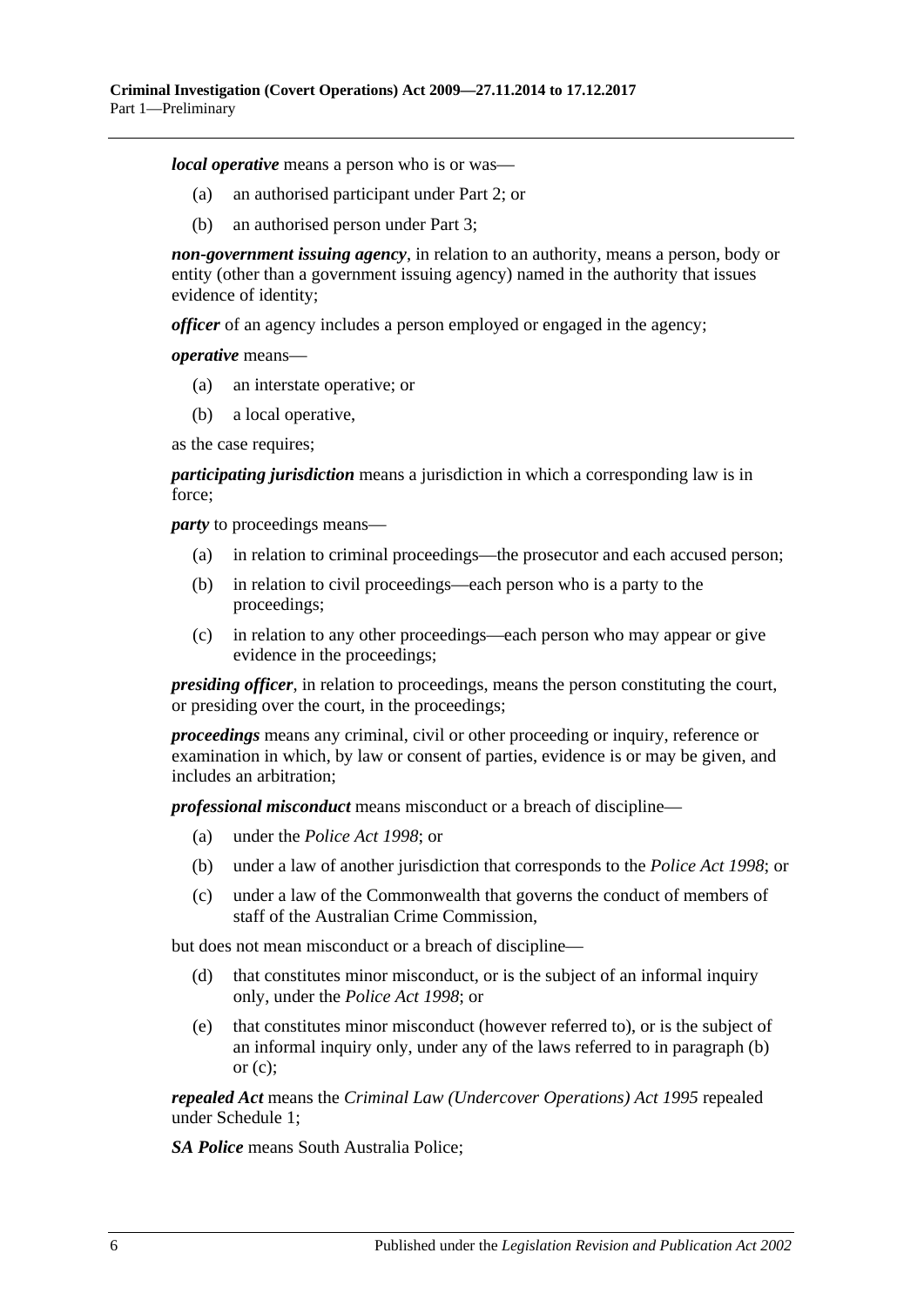***local operative*** means a person who is or was—

(a) an authorised participant under Part 2; or

(b) an authorised person under Part 3;

***non-government issuing agency***, in relation to an authority, means a person, body or entity (other than a government issuing agency) named in the authority that issues evidence of identity;

***officer*** of an agency includes a person employed or engaged in the agency;

***operative*** means—

(a) an interstate operative; or

(b) a local operative,

as the case requires;

***participating jurisdiction*** means a jurisdiction in which a corresponding law is in force;

***party*** to proceedings means—

(a) in relation to criminal proceedings—the prosecutor and each accused person;

(b) in relation to civil proceedings—each person who is a party to the proceedings;

(c) in relation to any other proceedings—each person who may appear or give evidence in the proceedings;

***presiding officer***, in relation to proceedings, means the person constituting the court, or presiding over the court, in the proceedings;

***proceedings*** means any criminal, civil or other proceeding or inquiry, reference or examination in which, by law or consent of parties, evidence is or may be given, and includes an arbitration;

***professional misconduct*** means misconduct or a breach of discipline—

(a) under the *Police Act 1998*; or

(b) under a law of another jurisdiction that corresponds to the *Police Act 1998*; or

(c) under a law of the Commonwealth that governs the conduct of members of staff of the Australian Crime Commission,

but does not mean misconduct or a breach of discipline—

(d) that constitutes minor misconduct, or is the subject of an informal inquiry only, under the *Police Act 1998*; or

(e) that constitutes minor misconduct (however referred to), or is the subject of an informal inquiry only, under any of the laws referred to in paragraph (b) or (c);

***repealed Act*** means the *Criminal Law (Undercover Operations) Act 1995* repealed under Schedule 1;

***SA Police*** means South Australia Police;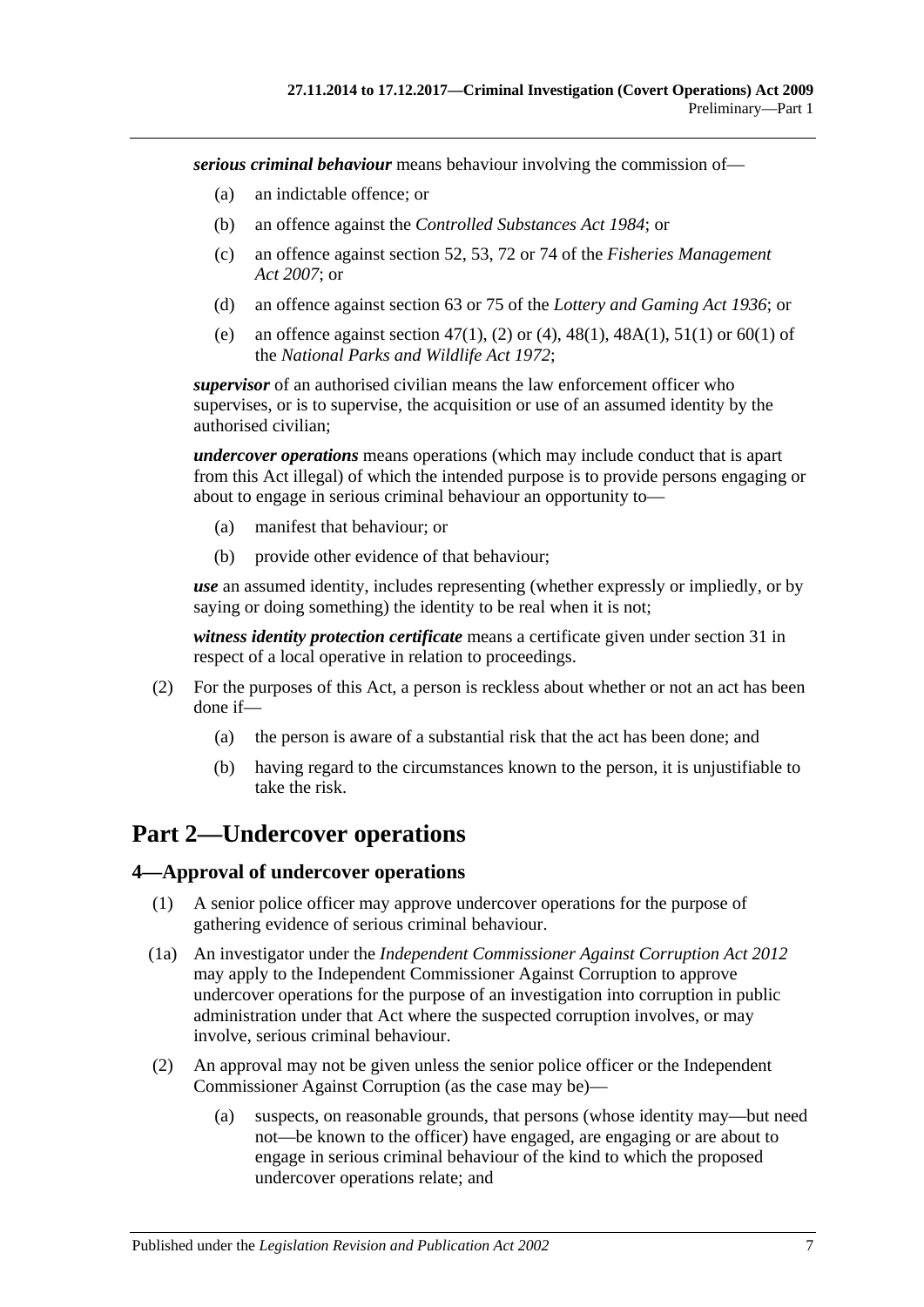***serious criminal behaviour*** means behaviour involving the commission of—

(a) an indictable offence; or

(b) an offence against the *Controlled Substances Act 1984*; or

(c) an offence against section 52, 53, 72 or 74 of the *Fisheries Management Act 2007*; or

(d) an offence against section 63 or 75 of the *Lottery and Gaming Act 1936*; or

(e) an offence against section 47(1), (2) or (4), 48(1), 48A(1), 51(1) or 60(1) of the *National Parks and Wildlife Act 1972*;

***supervisor*** of an authorised civilian means the law enforcement officer who supervises, or is to supervise, the acquisition or use of an assumed identity by the authorised civilian;

***undercover operations*** means operations (which may include conduct that is apart from this Act illegal) of which the intended purpose is to provide persons engaging or about to engage in serious criminal behaviour an opportunity to—

(a) manifest that behaviour; or

(b) provide other evidence of that behaviour;

***use*** an assumed identity, includes representing (whether expressly or impliedly, or by saying or doing something) the identity to be real when it is not;

***witness identity protection certificate*** means a certificate given under section 31 in respect of a local operative in relation to proceedings.

(2) For the purposes of this Act, a person is reckless about whether or not an act has been done if—

(a) the person is aware of a substantial risk that the act has been done; and

(b) having regard to the circumstances known to the person, it is unjustifiable to take the risk.

# Part 2—Undercover operations

## 4—Approval of undercover operations

(1) A senior police officer may approve undercover operations for the purpose of gathering evidence of serious criminal behaviour.

(1a) An investigator under the *Independent Commissioner Against Corruption Act 2012* may apply to the Independent Commissioner Against Corruption to approve undercover operations for the purpose of an investigation into corruption in public administration under that Act where the suspected corruption involves, or may involve, serious criminal behaviour.

(2) An approval may not be given unless the senior police officer or the Independent Commissioner Against Corruption (as the case may be)—

(a) suspects, on reasonable grounds, that persons (whose identity may—but need not—be known to the officer) have engaged, are engaging or are about to engage in serious criminal behaviour of the kind to which the proposed undercover operations relate; and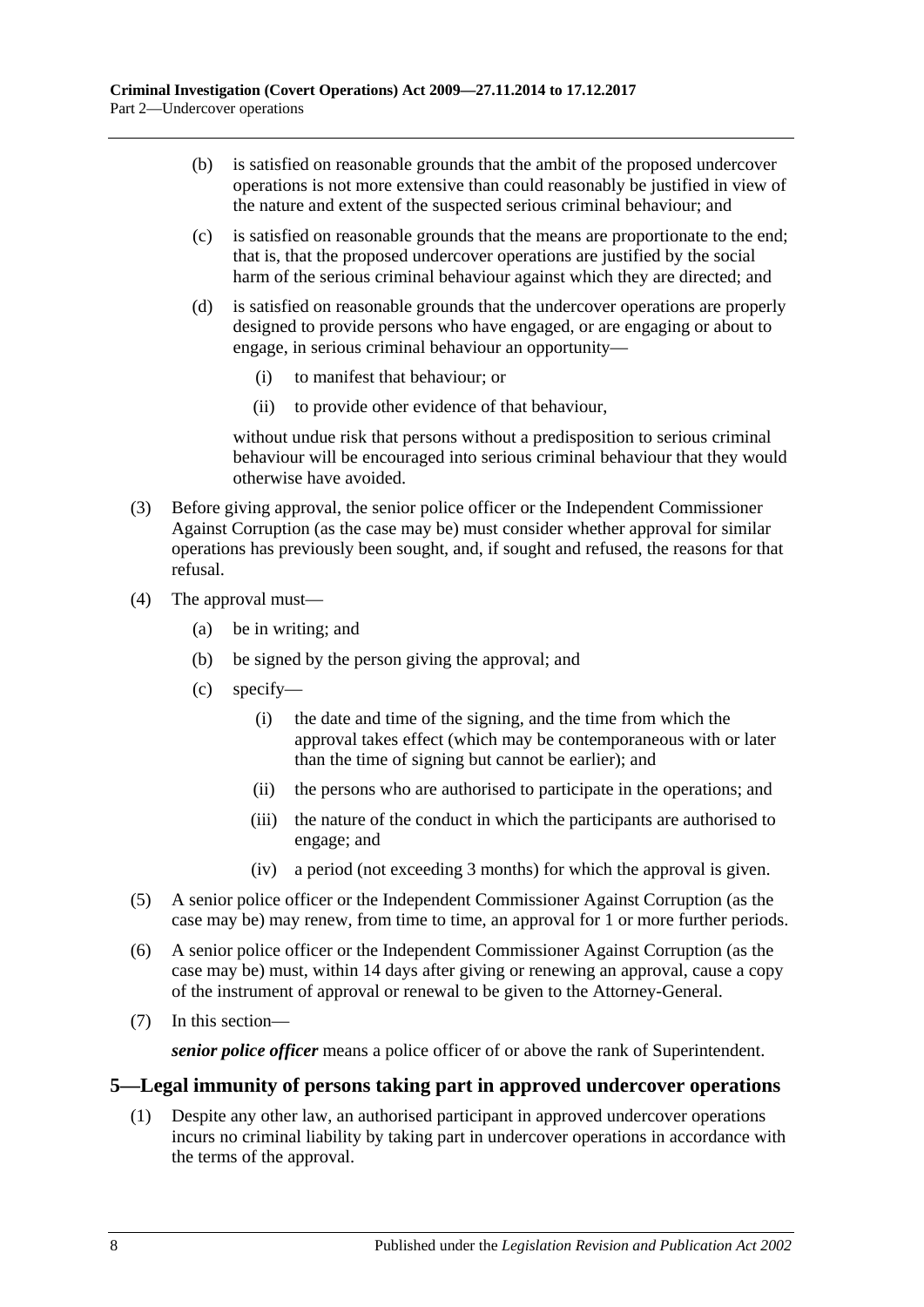(b) is satisfied on reasonable grounds that the ambit of the proposed undercover operations is not more extensive than could reasonably be justified in view of the nature and extent of the suspected serious criminal behaviour; and

(c) is satisfied on reasonable grounds that the means are proportionate to the end; that is, that the proposed undercover operations are justified by the social harm of the serious criminal behaviour against which they are directed; and

(d) is satisfied on reasonable grounds that the undercover operations are properly designed to provide persons who have engaged, or are engaging or about to engage, in serious criminal behaviour an opportunity—

(i) to manifest that behaviour; or

(ii) to provide other evidence of that behaviour,

without undue risk that persons without a predisposition to serious criminal behaviour will be encouraged into serious criminal behaviour that they would otherwise have avoided.

(3) Before giving approval, the senior police officer or the Independent Commissioner Against Corruption (as the case may be) must consider whether approval for similar operations has previously been sought, and, if sought and refused, the reasons for that refusal.

(4) The approval must—

(a) be in writing; and

(b) be signed by the person giving the approval; and

(c) specify—

(i) the date and time of the signing, and the time from which the approval takes effect (which may be contemporaneous with or later than the time of signing but cannot be earlier); and

(ii) the persons who are authorised to participate in the operations; and

(iii) the nature of the conduct in which the participants are authorised to engage; and

(iv) a period (not exceeding 3 months) for which the approval is given.

(5) A senior police officer or the Independent Commissioner Against Corruption (as the case may be) may renew, from time to time, an approval for 1 or more further periods.

(6) A senior police officer or the Independent Commissioner Against Corruption (as the case may be) must, within 14 days after giving or renewing an approval, cause a copy of the instrument of approval or renewal to be given to the Attorney-General.

(7) In this section—

***senior police officer*** means a police officer of or above the rank of Superintendent.

## 5—Legal immunity of persons taking part in approved undercover operations

(1) Despite any other law, an authorised participant in approved undercover operations incurs no criminal liability by taking part in undercover operations in accordance with the terms of the approval.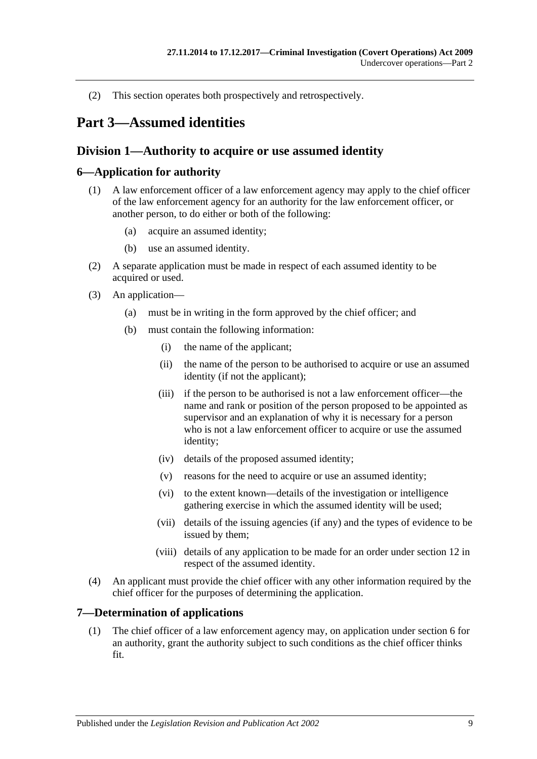(2) This section operates both prospectively and retrospectively.

# Part 3—Assumed identities

## Division 1—Authority to acquire or use assumed identity

### 6—Application for authority

(1) A law enforcement officer of a law enforcement agency may apply to the chief officer of the law enforcement agency for an authority for the law enforcement officer, or another person, to do either or both of the following:

(a) acquire an assumed identity;

(b) use an assumed identity.

(2) A separate application must be made in respect of each assumed identity to be acquired or used.

(3) An application—

(a) must be in writing in the form approved by the chief officer; and

(b) must contain the following information:

(i) the name of the applicant;

(ii) the name of the person to be authorised to acquire or use an assumed identity (if not the applicant);

(iii) if the person to be authorised is not a law enforcement officer—the name and rank or position of the person proposed to be appointed as supervisor and an explanation of why it is necessary for a person who is not a law enforcement officer to acquire or use the assumed identity;

(iv) details of the proposed assumed identity;

(v) reasons for the need to acquire or use an assumed identity;

(vi) to the extent known—details of the investigation or intelligence gathering exercise in which the assumed identity will be used;

(vii) details of the issuing agencies (if any) and the types of evidence to be issued by them;

(viii) details of any application to be made for an order under section 12 in respect of the assumed identity.

(4) An applicant must provide the chief officer with any other information required by the chief officer for the purposes of determining the application.

### 7—Determination of applications

(1) The chief officer of a law enforcement agency may, on application under section 6 for an authority, grant the authority subject to such conditions as the chief officer thinks fit.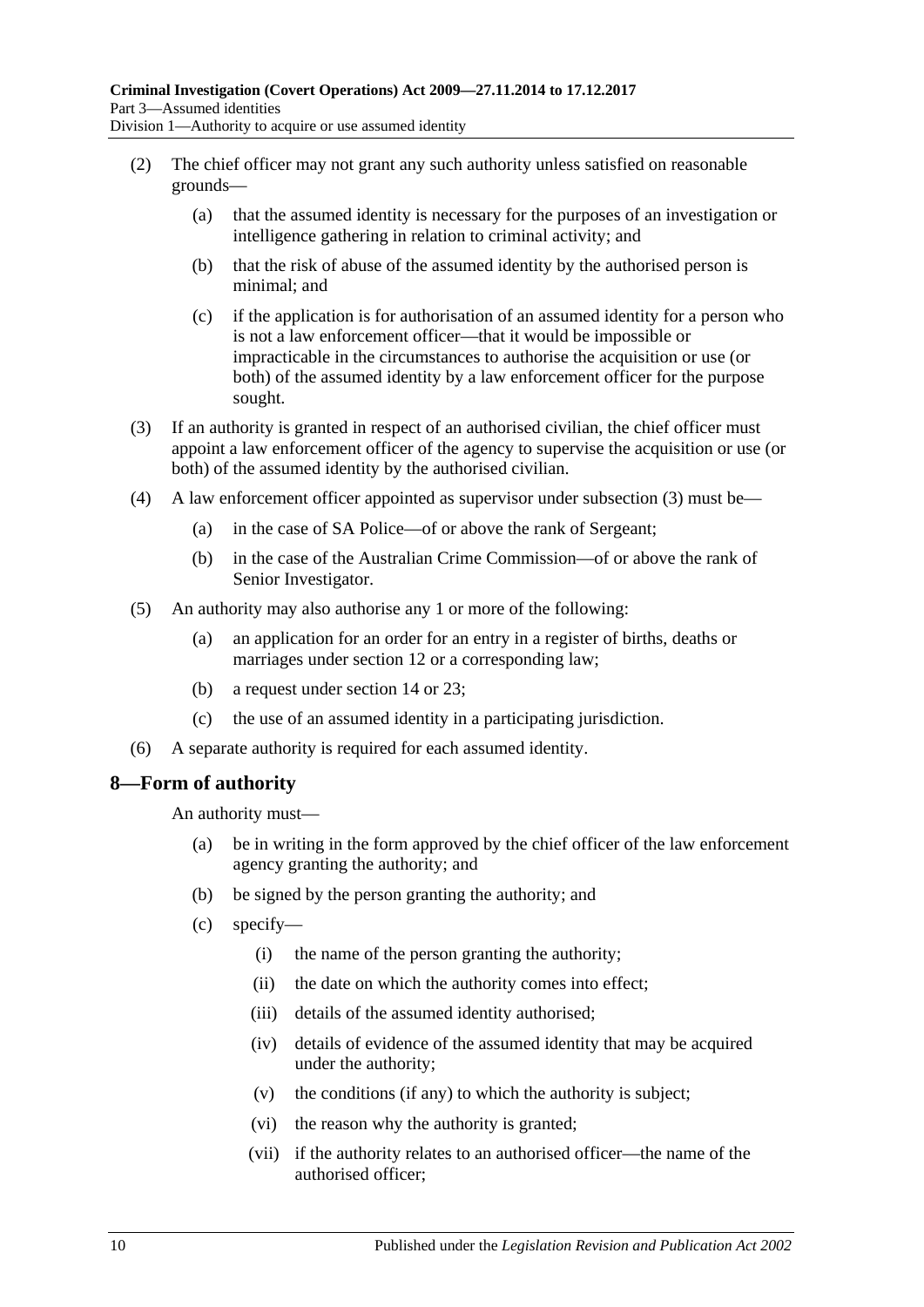(2) The chief officer may not grant any such authority unless satisfied on reasonable grounds—

(a) that the assumed identity is necessary for the purposes of an investigation or intelligence gathering in relation to criminal activity; and

(b) that the risk of abuse of the assumed identity by the authorised person is minimal; and

(c) if the application is for authorisation of an assumed identity for a person who is not a law enforcement officer—that it would be impossible or impracticable in the circumstances to authorise the acquisition or use (or both) of the assumed identity by a law enforcement officer for the purpose sought.

(3) If an authority is granted in respect of an authorised civilian, the chief officer must appoint a law enforcement officer of the agency to supervise the acquisition or use (or both) of the assumed identity by the authorised civilian.

(4) A law enforcement officer appointed as supervisor under subsection (3) must be—

(a) in the case of SA Police—of or above the rank of Sergeant;

(b) in the case of the Australian Crime Commission—of or above the rank of Senior Investigator.

(5) An authority may also authorise any 1 or more of the following:

(a) an application for an order for an entry in a register of births, deaths or marriages under section 12 or a corresponding law;

(b) a request under section 14 or 23;

(c) the use of an assumed identity in a participating jurisdiction.

(6) A separate authority is required for each assumed identity.

## 8—Form of authority

An authority must—

(a) be in writing in the form approved by the chief officer of the law enforcement agency granting the authority; and

(b) be signed by the person granting the authority; and

(c) specify—

(i) the name of the person granting the authority;

(ii) the date on which the authority comes into effect;

(iii) details of the assumed identity authorised;

(iv) details of evidence of the assumed identity that may be acquired under the authority;

(v) the conditions (if any) to which the authority is subject;

(vi) the reason why the authority is granted;

(vii) if the authority relates to an authorised officer—the name of the authorised officer;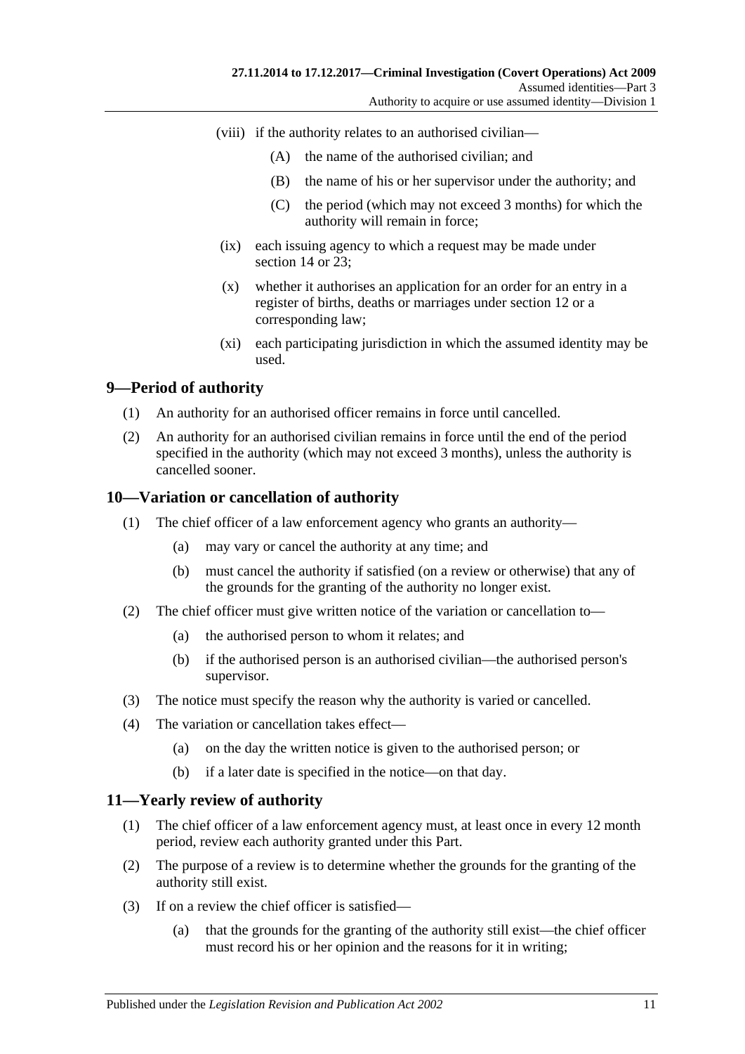(viii) if the authority relates to an authorised civilian—

(A) the name of the authorised civilian; and

(B) the name of his or her supervisor under the authority; and

(C) the period (which may not exceed 3 months) for which the authority will remain in force;

(ix) each issuing agency to which a request may be made under section 14 or 23;

(x) whether it authorises an application for an order for an entry in a register of births, deaths or marriages under section 12 or a corresponding law;

(xi) each participating jurisdiction in which the assumed identity may be used.

## 9—Period of authority

(1) An authority for an authorised officer remains in force until cancelled.

(2) An authority for an authorised civilian remains in force until the end of the period specified in the authority (which may not exceed 3 months), unless the authority is cancelled sooner.

## 10—Variation or cancellation of authority

(1) The chief officer of a law enforcement agency who grants an authority—

(a) may vary or cancel the authority at any time; and

(b) must cancel the authority if satisfied (on a review or otherwise) that any of the grounds for the granting of the authority no longer exist.

(2) The chief officer must give written notice of the variation or cancellation to—

(a) the authorised person to whom it relates; and

(b) if the authorised person is an authorised civilian—the authorised person's supervisor.

(3) The notice must specify the reason why the authority is varied or cancelled.

(4) The variation or cancellation takes effect—

(a) on the day the written notice is given to the authorised person; or

(b) if a later date is specified in the notice—on that day.

## 11—Yearly review of authority

(1) The chief officer of a law enforcement agency must, at least once in every 12 month period, review each authority granted under this Part.

(2) The purpose of a review is to determine whether the grounds for the granting of the authority still exist.

(3) If on a review the chief officer is satisfied—

(a) that the grounds for the granting of the authority still exist—the chief officer must record his or her opinion and the reasons for it in writing;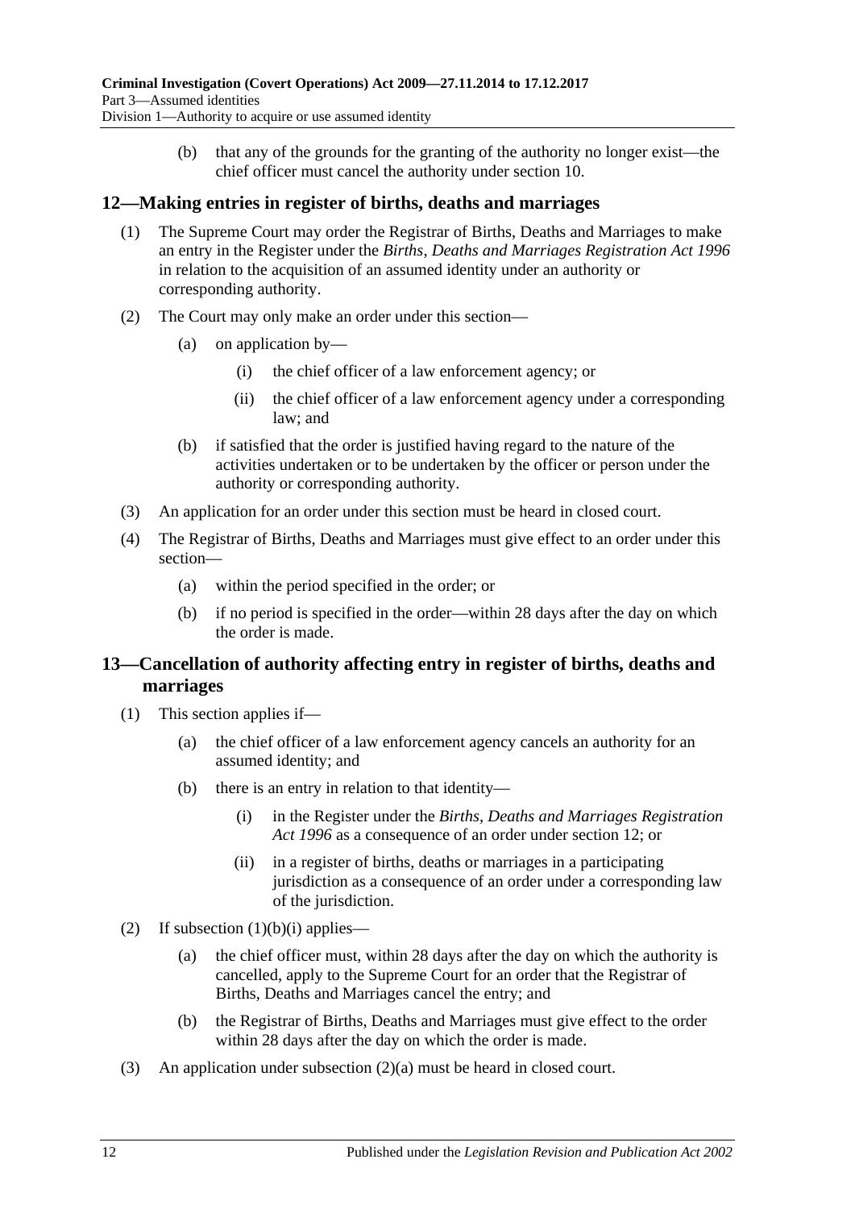(b) that any of the grounds for the granting of the authority no longer exist—the chief officer must cancel the authority under section 10.

## 12—Making entries in register of births, deaths and marriages

(1) The Supreme Court may order the Registrar of Births, Deaths and Marriages to make an entry in the Register under the *Births, Deaths and Marriages Registration Act 1996* in relation to the acquisition of an assumed identity under an authority or corresponding authority.

(2) The Court may only make an order under this section—

(a) on application by—

(i) the chief officer of a law enforcement agency; or

(ii) the chief officer of a law enforcement agency under a corresponding law; and

(b) if satisfied that the order is justified having regard to the nature of the activities undertaken or to be undertaken by the officer or person under the authority or corresponding authority.

(3) An application for an order under this section must be heard in closed court.

(4) The Registrar of Births, Deaths and Marriages must give effect to an order under this section—

(a) within the period specified in the order; or

(b) if no period is specified in the order—within 28 days after the day on which the order is made.

## 13—Cancellation of authority affecting entry in register of births, deaths and marriages

(1) This section applies if—

(a) the chief officer of a law enforcement agency cancels an authority for an assumed identity; and

(b) there is an entry in relation to that identity—

(i) in the Register under the *Births, Deaths and Marriages Registration Act 1996* as a consequence of an order under section 12; or

(ii) in a register of births, deaths or marriages in a participating jurisdiction as a consequence of an order under a corresponding law of the jurisdiction.

(2) If subsection (1)(b)(i) applies—

(a) the chief officer must, within 28 days after the day on which the authority is cancelled, apply to the Supreme Court for an order that the Registrar of Births, Deaths and Marriages cancel the entry; and

(b) the Registrar of Births, Deaths and Marriages must give effect to the order within 28 days after the day on which the order is made.

(3) An application under subsection (2)(a) must be heard in closed court.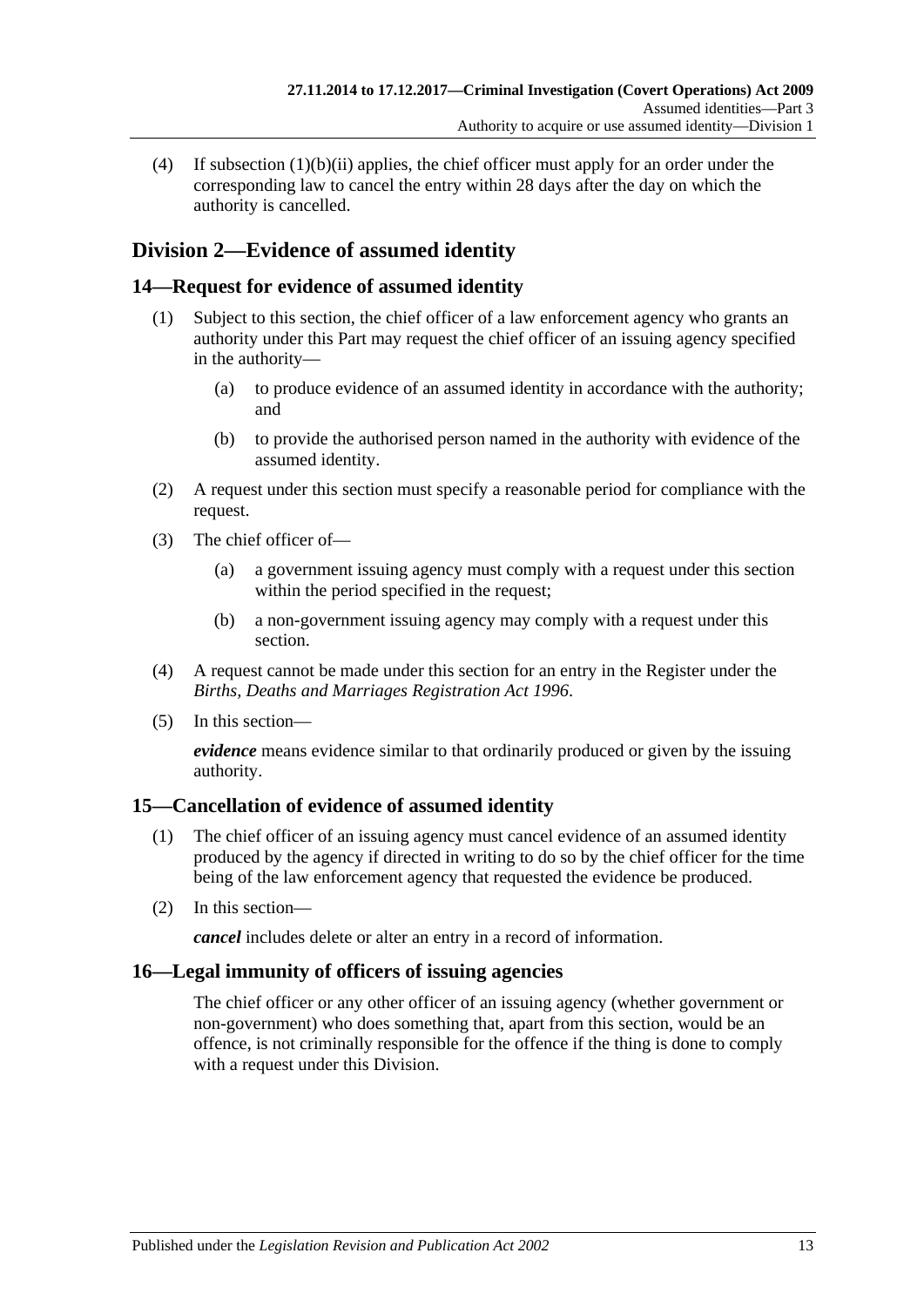(4) If subsection (1)(b)(ii) applies, the chief officer must apply for an order under the corresponding law to cancel the entry within 28 days after the day on which the authority is cancelled.

## Division 2—Evidence of assumed identity

### 14—Request for evidence of assumed identity

(1) Subject to this section, the chief officer of a law enforcement agency who grants an authority under this Part may request the chief officer of an issuing agency specified in the authority—

(a) to produce evidence of an assumed identity in accordance with the authority; and

(b) to provide the authorised person named in the authority with evidence of the assumed identity.

(2) A request under this section must specify a reasonable period for compliance with the request.

(3) The chief officer of—

(a) a government issuing agency must comply with a request under this section within the period specified in the request;

(b) a non-government issuing agency may comply with a request under this section.

(4) A request cannot be made under this section for an entry in the Register under the *Births, Deaths and Marriages Registration Act 1996*.

(5) In this section—

***evidence*** means evidence similar to that ordinarily produced or given by the issuing authority.

### 15—Cancellation of evidence of assumed identity

(1) The chief officer of an issuing agency must cancel evidence of an assumed identity produced by the agency if directed in writing to do so by the chief officer for the time being of the law enforcement agency that requested the evidence be produced.

(2) In this section—

***cancel*** includes delete or alter an entry in a record of information.

### 16—Legal immunity of officers of issuing agencies

The chief officer or any other officer of an issuing agency (whether government or non-government) who does something that, apart from this section, would be an offence, is not criminally responsible for the offence if the thing is done to comply with a request under this Division.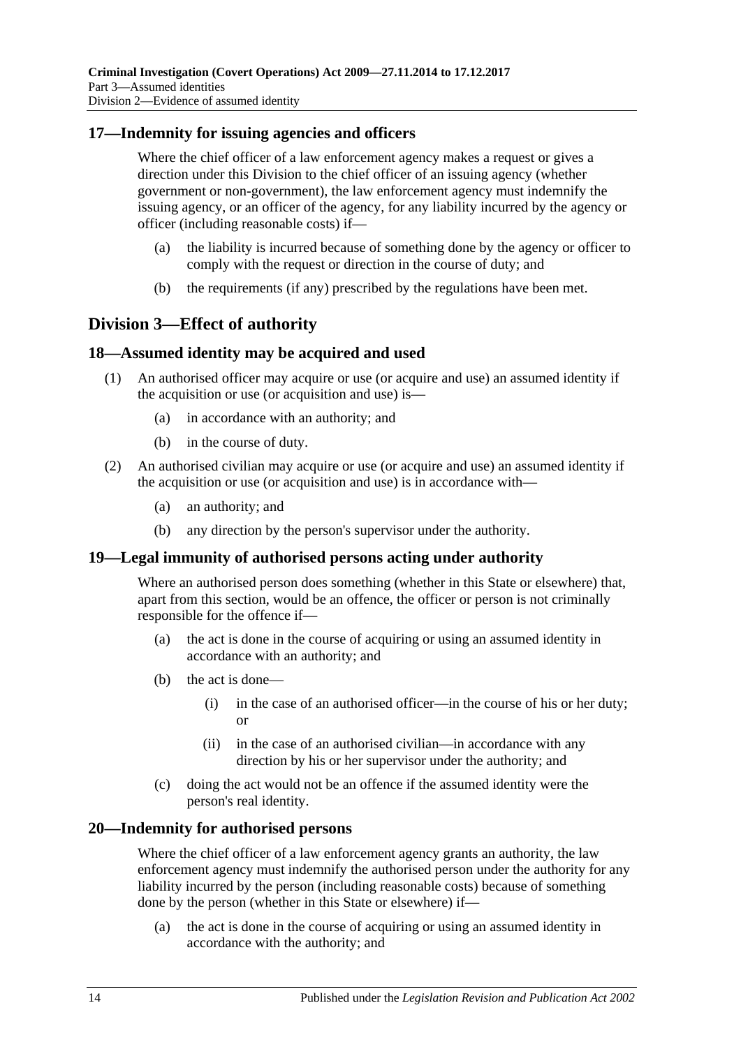## 17—Indemnity for issuing agencies and officers

Where the chief officer of a law enforcement agency makes a request or gives a direction under this Division to the chief officer of an issuing agency (whether government or non-government), the law enforcement agency must indemnify the issuing agency, or an officer of the agency, for any liability incurred by the agency or officer (including reasonable costs) if—

- (a) the liability is incurred because of something done by the agency or officer to comply with the request or direction in the course of duty; and
- (b) the requirements (if any) prescribed by the regulations have been met.

# Division 3—Effect of authority

## 18—Assumed identity may be acquired and used

(1) An authorised officer may acquire or use (or acquire and use) an assumed identity if the acquisition or use (or acquisition and use) is—

- (a) in accordance with an authority; and
- (b) in the course of duty.

(2) An authorised civilian may acquire or use (or acquire and use) an assumed identity if the acquisition or use (or acquisition and use) is in accordance with—

- (a) an authority; and
- (b) any direction by the person's supervisor under the authority.

## 19—Legal immunity of authorised persons acting under authority

Where an authorised person does something (whether in this State or elsewhere) that, apart from this section, would be an offence, the officer or person is not criminally responsible for the offence if—

- (a) the act is done in the course of acquiring or using an assumed identity in accordance with an authority; and
- (b) the act is done—
    - (i) in the case of an authorised officer—in the course of his or her duty; or
    - (ii) in the case of an authorised civilian—in accordance with any direction by his or her supervisor under the authority; and
- (c) doing the act would not be an offence if the assumed identity were the person's real identity.

## 20—Indemnity for authorised persons

Where the chief officer of a law enforcement agency grants an authority, the law enforcement agency must indemnify the authorised person under the authority for any liability incurred by the person (including reasonable costs) because of something done by the person (whether in this State or elsewhere) if—

- (a) the act is done in the course of acquiring or using an assumed identity in accordance with the authority; and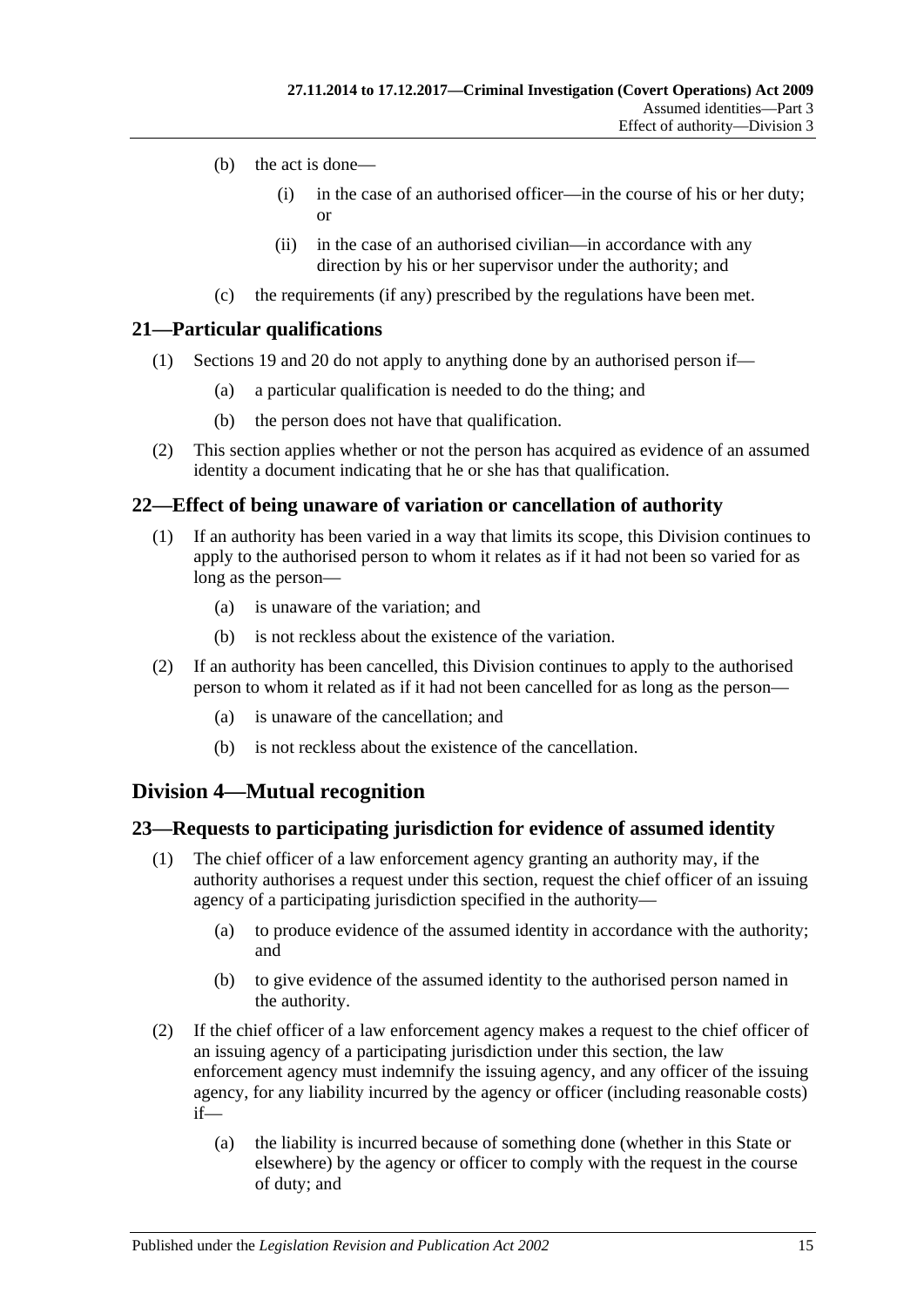(b) the act is done—

(i) in the case of an authorised officer—in the course of his or her duty; or

(ii) in the case of an authorised civilian—in accordance with any direction by his or her supervisor under the authority; and

(c) the requirements (if any) prescribed by the regulations have been met.

## 21—Particular qualifications

(1) Sections 19 and 20 do not apply to anything done by an authorised person if—

(a) a particular qualification is needed to do the thing; and

(b) the person does not have that qualification.

(2) This section applies whether or not the person has acquired as evidence of an assumed identity a document indicating that he or she has that qualification.

## 22—Effect of being unaware of variation or cancellation of authority

(1) If an authority has been varied in a way that limits its scope, this Division continues to apply to the authorised person to whom it relates as if it had not been so varied for as long as the person—

(a) is unaware of the variation; and

(b) is not reckless about the existence of the variation.

(2) If an authority has been cancelled, this Division continues to apply to the authorised person to whom it related as if it had not been cancelled for as long as the person—

(a) is unaware of the cancellation; and

(b) is not reckless about the existence of the cancellation.

# Division 4—Mutual recognition

## 23—Requests to participating jurisdiction for evidence of assumed identity

(1) The chief officer of a law enforcement agency granting an authority may, if the authority authorises a request under this section, request the chief officer of an issuing agency of a participating jurisdiction specified in the authority—

(a) to produce evidence of the assumed identity in accordance with the authority; and

(b) to give evidence of the assumed identity to the authorised person named in the authority.

(2) If the chief officer of a law enforcement agency makes a request to the chief officer of an issuing agency of a participating jurisdiction under this section, the law enforcement agency must indemnify the issuing agency, and any officer of the issuing agency, for any liability incurred by the agency or officer (including reasonable costs) if—

(a) the liability is incurred because of something done (whether in this State or elsewhere) by the agency or officer to comply with the request in the course of duty; and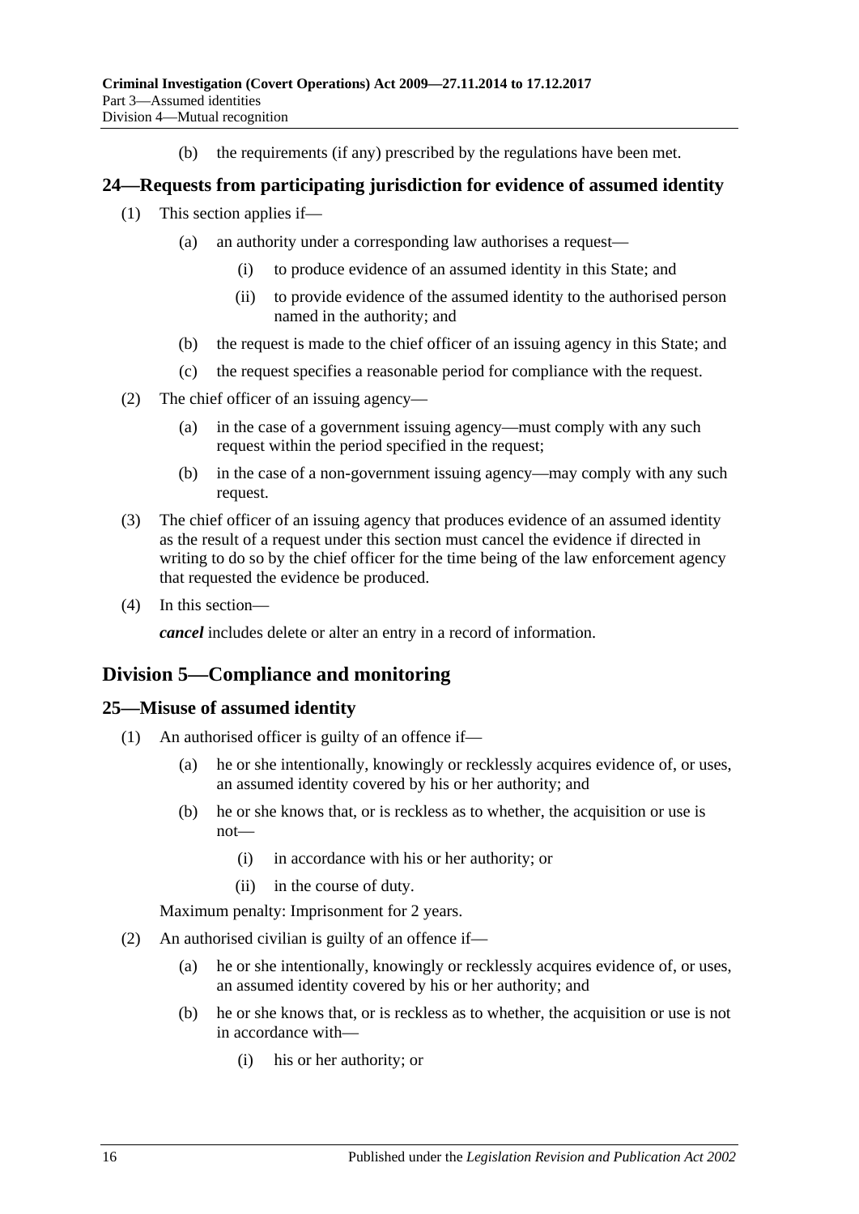(b) the requirements (if any) prescribed by the regulations have been met.

## 24—Requests from participating jurisdiction for evidence of assumed identity

(1) This section applies if—

(a) an authority under a corresponding law authorises a request—

(i) to produce evidence of an assumed identity in this State; and

(ii) to provide evidence of the assumed identity to the authorised person named in the authority; and

(b) the request is made to the chief officer of an issuing agency in this State; and

(c) the request specifies a reasonable period for compliance with the request.

(2) The chief officer of an issuing agency—

(a) in the case of a government issuing agency—must comply with any such request within the period specified in the request;

(b) in the case of a non-government issuing agency—may comply with any such request.

(3) The chief officer of an issuing agency that produces evidence of an assumed identity as the result of a request under this section must cancel the evidence if directed in writing to do so by the chief officer for the time being of the law enforcement agency that requested the evidence be produced.

(4) In this section—

***cancel*** includes delete or alter an entry in a record of information.

# Division 5—Compliance and monitoring

## 25—Misuse of assumed identity

(1) An authorised officer is guilty of an offence if—

(a) he or she intentionally, knowingly or recklessly acquires evidence of, or uses, an assumed identity covered by his or her authority; and

(b) he or she knows that, or is reckless as to whether, the acquisition or use is not—

(i) in accordance with his or her authority; or

(ii) in the course of duty.

Maximum penalty: Imprisonment for 2 years.

(2) An authorised civilian is guilty of an offence if—

(a) he or she intentionally, knowingly or recklessly acquires evidence of, or uses, an assumed identity covered by his or her authority; and

(b) he or she knows that, or is reckless as to whether, the acquisition or use is not in accordance with—

(i) his or her authority; or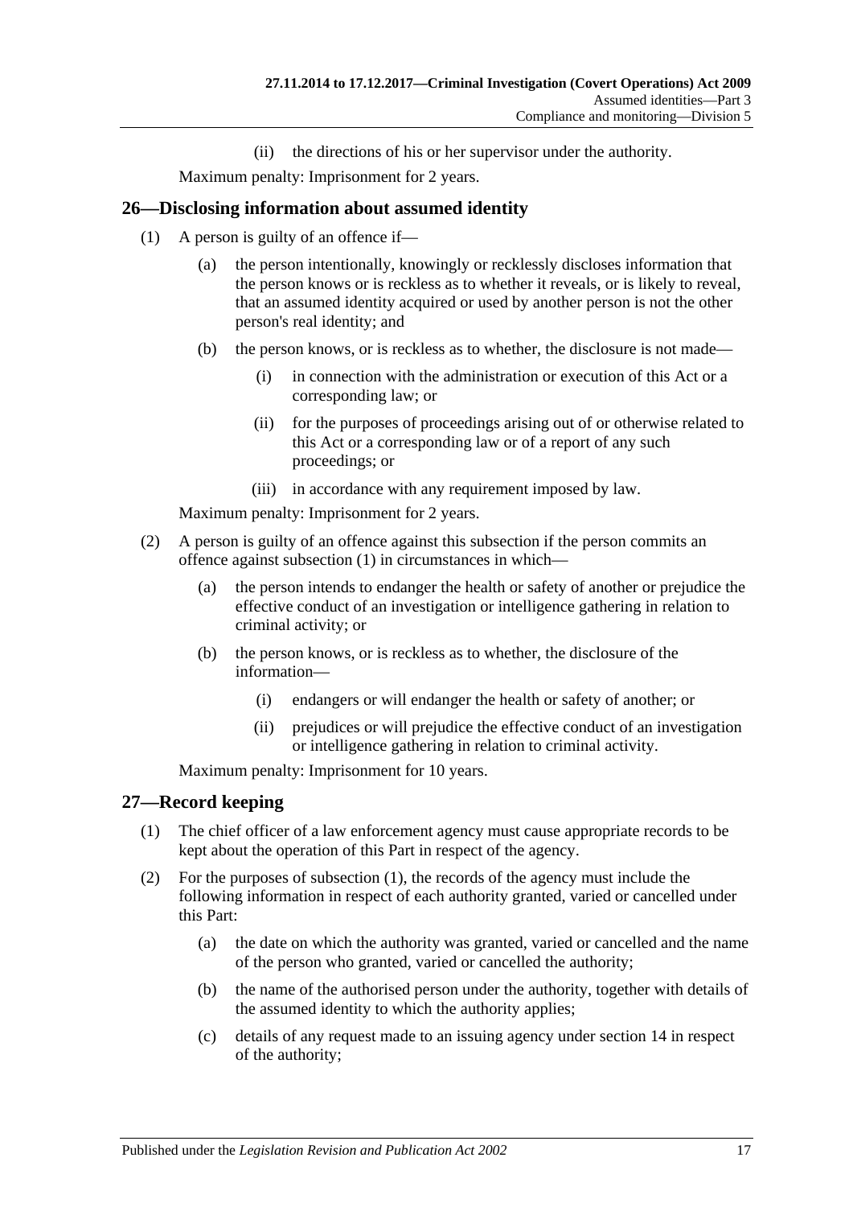(ii) the directions of his or her supervisor under the authority.

Maximum penalty: Imprisonment for 2 years.

## 26—Disclosing information about assumed identity

(1) A person is guilty of an offence if—

(a) the person intentionally, knowingly or recklessly discloses information that the person knows or is reckless as to whether it reveals, or is likely to reveal, that an assumed identity acquired or used by another person is not the other person's real identity; and

(b) the person knows, or is reckless as to whether, the disclosure is not made—

(i) in connection with the administration or execution of this Act or a corresponding law; or

(ii) for the purposes of proceedings arising out of or otherwise related to this Act or a corresponding law or of a report of any such proceedings; or

(iii) in accordance with any requirement imposed by law.

Maximum penalty: Imprisonment for 2 years.

(2) A person is guilty of an offence against this subsection if the person commits an offence against subsection (1) in circumstances in which—

(a) the person intends to endanger the health or safety of another or prejudice the effective conduct of an investigation or intelligence gathering in relation to criminal activity; or

(b) the person knows, or is reckless as to whether, the disclosure of the information—

(i) endangers or will endanger the health or safety of another; or

(ii) prejudices or will prejudice the effective conduct of an investigation or intelligence gathering in relation to criminal activity.

Maximum penalty: Imprisonment for 10 years.

## 27—Record keeping

(1) The chief officer of a law enforcement agency must cause appropriate records to be kept about the operation of this Part in respect of the agency.

(2) For the purposes of subsection (1), the records of the agency must include the following information in respect of each authority granted, varied or cancelled under this Part:

(a) the date on which the authority was granted, varied or cancelled and the name of the person who granted, varied or cancelled the authority;

(b) the name of the authorised person under the authority, together with details of the assumed identity to which the authority applies;

(c) details of any request made to an issuing agency under section 14 in respect of the authority;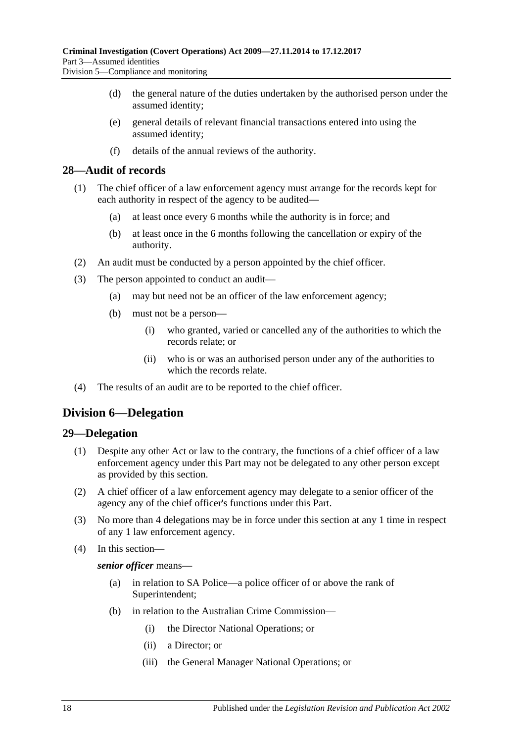(d) the general nature of the duties undertaken by the authorised person under the assumed identity;

(e) general details of relevant financial transactions entered into using the assumed identity;

(f) details of the annual reviews of the authority.

## 28—Audit of records

(1) The chief officer of a law enforcement agency must arrange for the records kept for each authority in respect of the agency to be audited—

(a) at least once every 6 months while the authority is in force; and

(b) at least once in the 6 months following the cancellation or expiry of the authority.

(2) An audit must be conducted by a person appointed by the chief officer.

(3) The person appointed to conduct an audit—

(a) may but need not be an officer of the law enforcement agency;

(b) must not be a person—

(i) who granted, varied or cancelled any of the authorities to which the records relate; or

(ii) who is or was an authorised person under any of the authorities to which the records relate.

(4) The results of an audit are to be reported to the chief officer.

# Division 6—Delegation

## 29—Delegation

(1) Despite any other Act or law to the contrary, the functions of a chief officer of a law enforcement agency under this Part may not be delegated to any other person except as provided by this section.

(2) A chief officer of a law enforcement agency may delegate to a senior officer of the agency any of the chief officer's functions under this Part.

(3) No more than 4 delegations may be in force under this section at any 1 time in respect of any 1 law enforcement agency.

(4) In this section—

***senior officer*** means—

(a) in relation to SA Police—a police officer of or above the rank of Superintendent;

(b) in relation to the Australian Crime Commission—

(i) the Director National Operations; or

(ii) a Director; or

(iii) the General Manager National Operations; or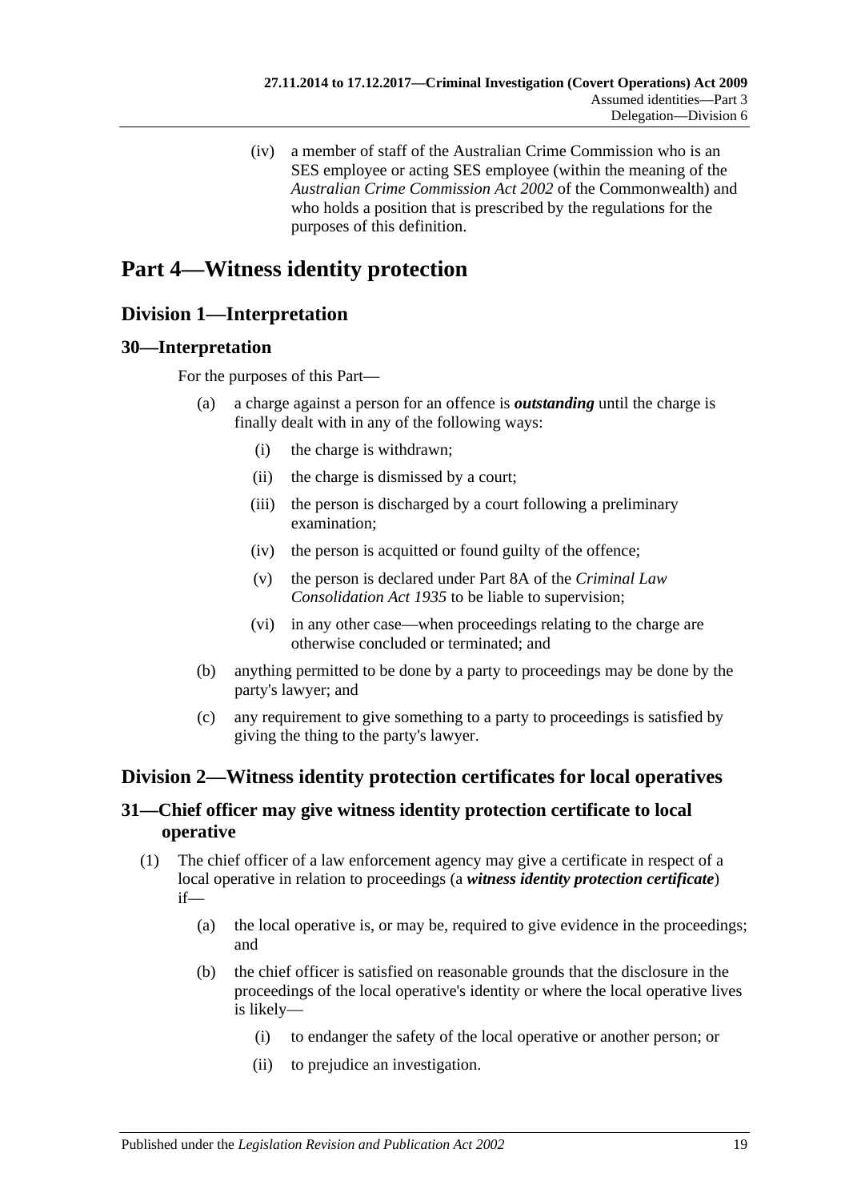(iv) a member of staff of the Australian Crime Commission who is an SES employee or acting SES employee (within the meaning of the *Australian Crime Commission Act 2002* of the Commonwealth) and who holds a position that is prescribed by the regulations for the purposes of this definition.

# Part 4—Witness identity protection

## Division 1—Interpretation

### 30—Interpretation

For the purposes of this Part—

(a) a charge against a person for an offence is ***outstanding*** until the charge is finally dealt with in any of the following ways:

(i) the charge is withdrawn;

(ii) the charge is dismissed by a court;

(iii) the person is discharged by a court following a preliminary examination;

(iv) the person is acquitted or found guilty of the offence;

(v) the person is declared under Part 8A of the *Criminal Law Consolidation Act 1935* to be liable to supervision;

(vi) in any other case—when proceedings relating to the charge are otherwise concluded or terminated; and

(b) anything permitted to be done by a party to proceedings may be done by the party's lawyer; and

(c) any requirement to give something to a party to proceedings is satisfied by giving the thing to the party's lawyer.

## Division 2—Witness identity protection certificates for local operatives

### 31—Chief officer may give witness identity protection certificate to local operative

(1) The chief officer of a law enforcement agency may give a certificate in respect of a local operative in relation to proceedings (a ***witness identity protection certificate***) if—

(a) the local operative is, or may be, required to give evidence in the proceedings; and

(b) the chief officer is satisfied on reasonable grounds that the disclosure in the proceedings of the local operative's identity or where the local operative lives is likely—

(i) to endanger the safety of the local operative or another person; or

(ii) to prejudice an investigation.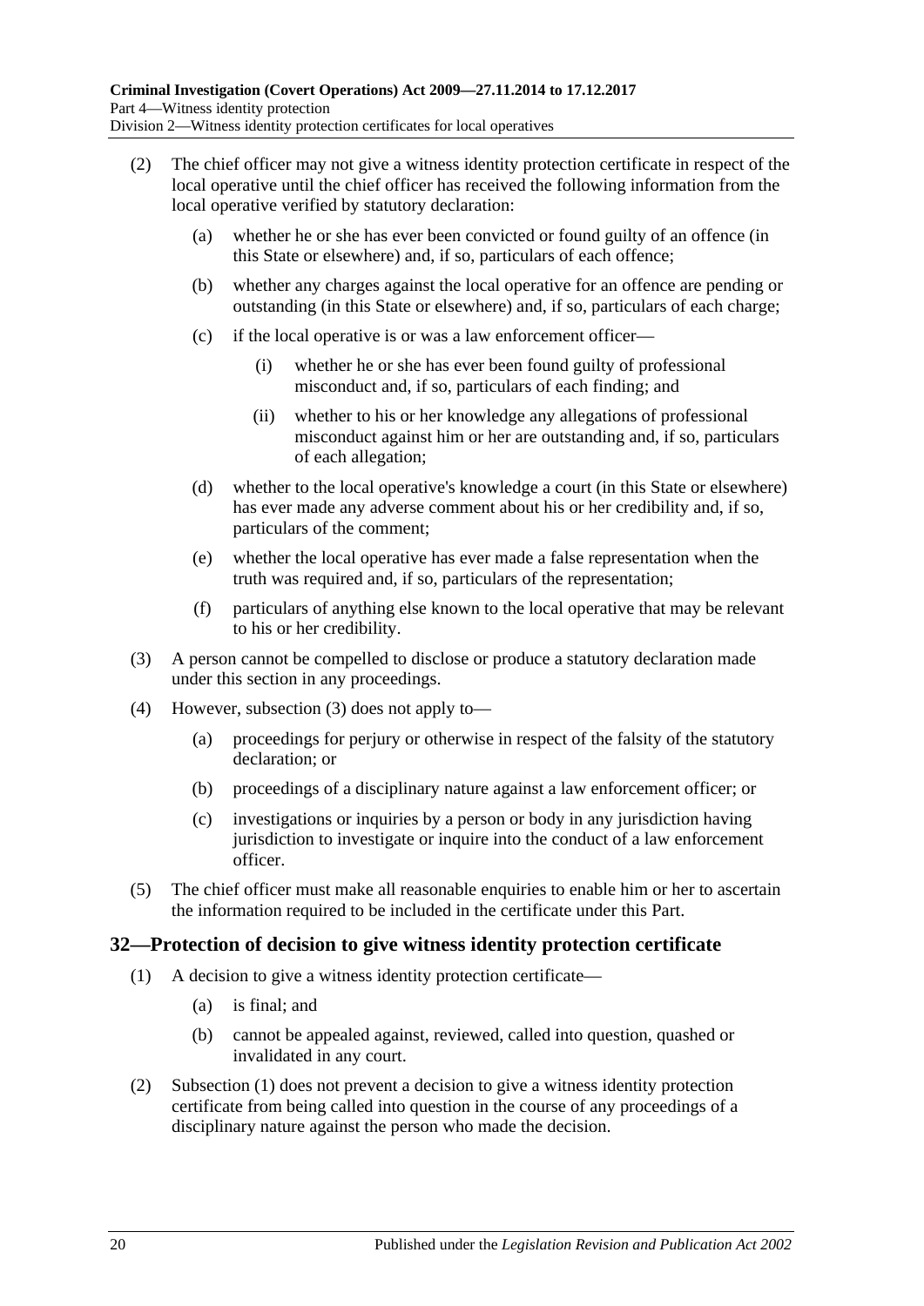(2) The chief officer may not give a witness identity protection certificate in respect of the local operative until the chief officer has received the following information from the local operative verified by statutory declaration:

(a) whether he or she has ever been convicted or found guilty of an offence (in this State or elsewhere) and, if so, particulars of each offence;

(b) whether any charges against the local operative for an offence are pending or outstanding (in this State or elsewhere) and, if so, particulars of each charge;

(c) if the local operative is or was a law enforcement officer—

(i) whether he or she has ever been found guilty of professional misconduct and, if so, particulars of each finding; and

(ii) whether to his or her knowledge any allegations of professional misconduct against him or her are outstanding and, if so, particulars of each allegation;

(d) whether to the local operative's knowledge a court (in this State or elsewhere) has ever made any adverse comment about his or her credibility and, if so, particulars of the comment;

(e) whether the local operative has ever made a false representation when the truth was required and, if so, particulars of the representation;

(f) particulars of anything else known to the local operative that may be relevant to his or her credibility.

(3) A person cannot be compelled to disclose or produce a statutory declaration made under this section in any proceedings.

(4) However, subsection (3) does not apply to—

(a) proceedings for perjury or otherwise in respect of the falsity of the statutory declaration; or

(b) proceedings of a disciplinary nature against a law enforcement officer; or

(c) investigations or inquiries by a person or body in any jurisdiction having jurisdiction to investigate or inquire into the conduct of a law enforcement officer.

(5) The chief officer must make all reasonable enquiries to enable him or her to ascertain the information required to be included in the certificate under this Part.

## 32—Protection of decision to give witness identity protection certificate

(1) A decision to give a witness identity protection certificate—

(a) is final; and

(b) cannot be appealed against, reviewed, called into question, quashed or invalidated in any court.

(2) Subsection (1) does not prevent a decision to give a witness identity protection certificate from being called into question in the course of any proceedings of a disciplinary nature against the person who made the decision.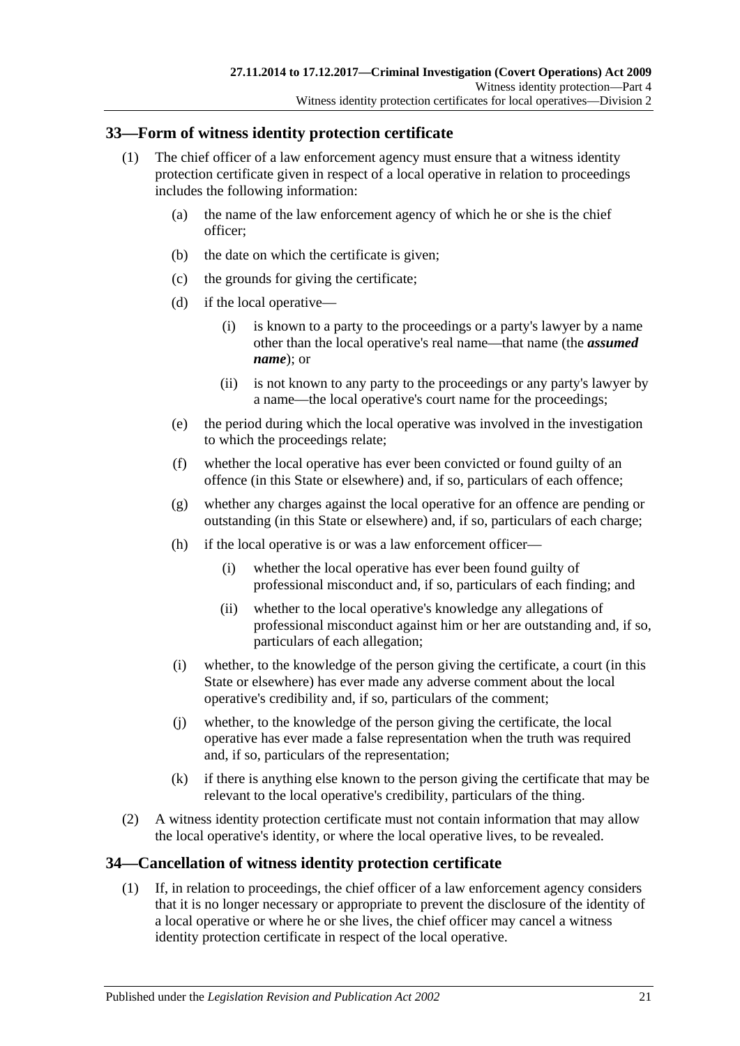## 33—Form of witness identity protection certificate

(1) The chief officer of a law enforcement agency must ensure that a witness identity protection certificate given in respect of a local operative in relation to proceedings includes the following information:

(a) the name of the law enforcement agency of which he or she is the chief officer;

(b) the date on which the certificate is given;

(c) the grounds for giving the certificate;

(d) if the local operative—

(i) is known to a party to the proceedings or a party's lawyer by a name other than the local operative's real name—that name (the ***assumed name***); or

(ii) is not known to any party to the proceedings or any party's lawyer by a name—the local operative's court name for the proceedings;

(e) the period during which the local operative was involved in the investigation to which the proceedings relate;

(f) whether the local operative has ever been convicted or found guilty of an offence (in this State or elsewhere) and, if so, particulars of each offence;

(g) whether any charges against the local operative for an offence are pending or outstanding (in this State or elsewhere) and, if so, particulars of each charge;

(h) if the local operative is or was a law enforcement officer—

(i) whether the local operative has ever been found guilty of professional misconduct and, if so, particulars of each finding; and

(ii) whether to the local operative's knowledge any allegations of professional misconduct against him or her are outstanding and, if so, particulars of each allegation;

(i) whether, to the knowledge of the person giving the certificate, a court (in this State or elsewhere) has ever made any adverse comment about the local operative's credibility and, if so, particulars of the comment;

(j) whether, to the knowledge of the person giving the certificate, the local operative has ever made a false representation when the truth was required and, if so, particulars of the representation;

(k) if there is anything else known to the person giving the certificate that may be relevant to the local operative's credibility, particulars of the thing.

(2) A witness identity protection certificate must not contain information that may allow the local operative's identity, or where the local operative lives, to be revealed.

## 34—Cancellation of witness identity protection certificate

(1) If, in relation to proceedings, the chief officer of a law enforcement agency considers that it is no longer necessary or appropriate to prevent the disclosure of the identity of a local operative or where he or she lives, the chief officer may cancel a witness identity protection certificate in respect of the local operative.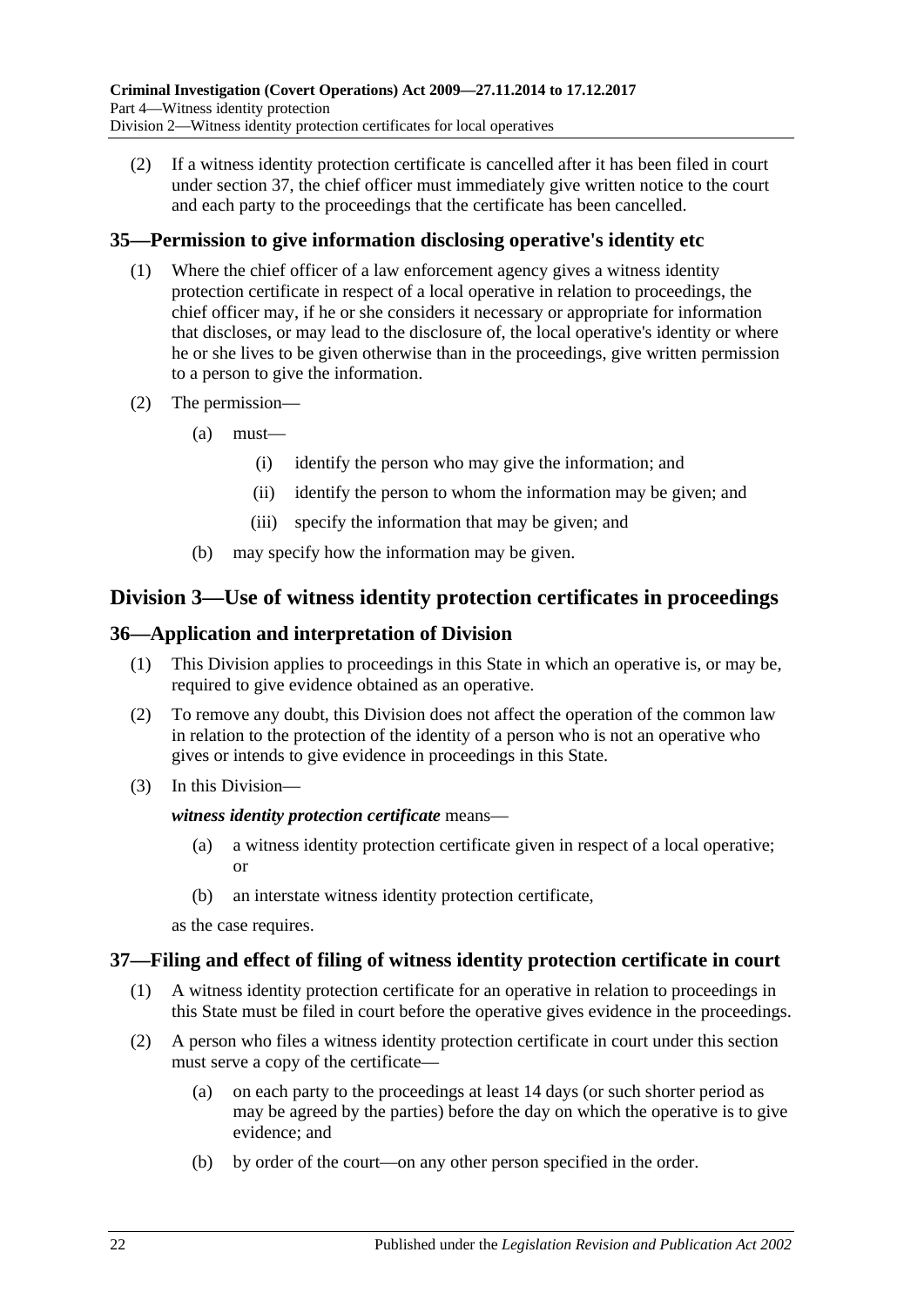(2) If a witness identity protection certificate is cancelled after it has been filed in court under section 37, the chief officer must immediately give written notice to the court and each party to the proceedings that the certificate has been cancelled.

### 35—Permission to give information disclosing operative's identity etc

(1) Where the chief officer of a law enforcement agency gives a witness identity protection certificate in respect of a local operative in relation to proceedings, the chief officer may, if he or she considers it necessary or appropriate for information that discloses, or may lead to the disclosure of, the local operative's identity or where he or she lives to be given otherwise than in the proceedings, give written permission to a person to give the information.

(2) The permission—

(a) must—

(i) identify the person who may give the information; and

(ii) identify the person to whom the information may be given; and

(iii) specify the information that may be given; and

(b) may specify how the information may be given.

## Division 3—Use of witness identity protection certificates in proceedings

### 36—Application and interpretation of Division

(1) This Division applies to proceedings in this State in which an operative is, or may be, required to give evidence obtained as an operative.

(2) To remove any doubt, this Division does not affect the operation of the common law in relation to the protection of the identity of a person who is not an operative who gives or intends to give evidence in proceedings in this State.

(3) In this Division—

***witness identity protection certificate*** means—

(a) a witness identity protection certificate given in respect of a local operative; or

(b) an interstate witness identity protection certificate,

as the case requires.

### 37—Filing and effect of filing of witness identity protection certificate in court

(1) A witness identity protection certificate for an operative in relation to proceedings in this State must be filed in court before the operative gives evidence in the proceedings.

(2) A person who files a witness identity protection certificate in court under this section must serve a copy of the certificate—

(a) on each party to the proceedings at least 14 days (or such shorter period as may be agreed by the parties) before the day on which the operative is to give evidence; and

(b) by order of the court—on any other person specified in the order.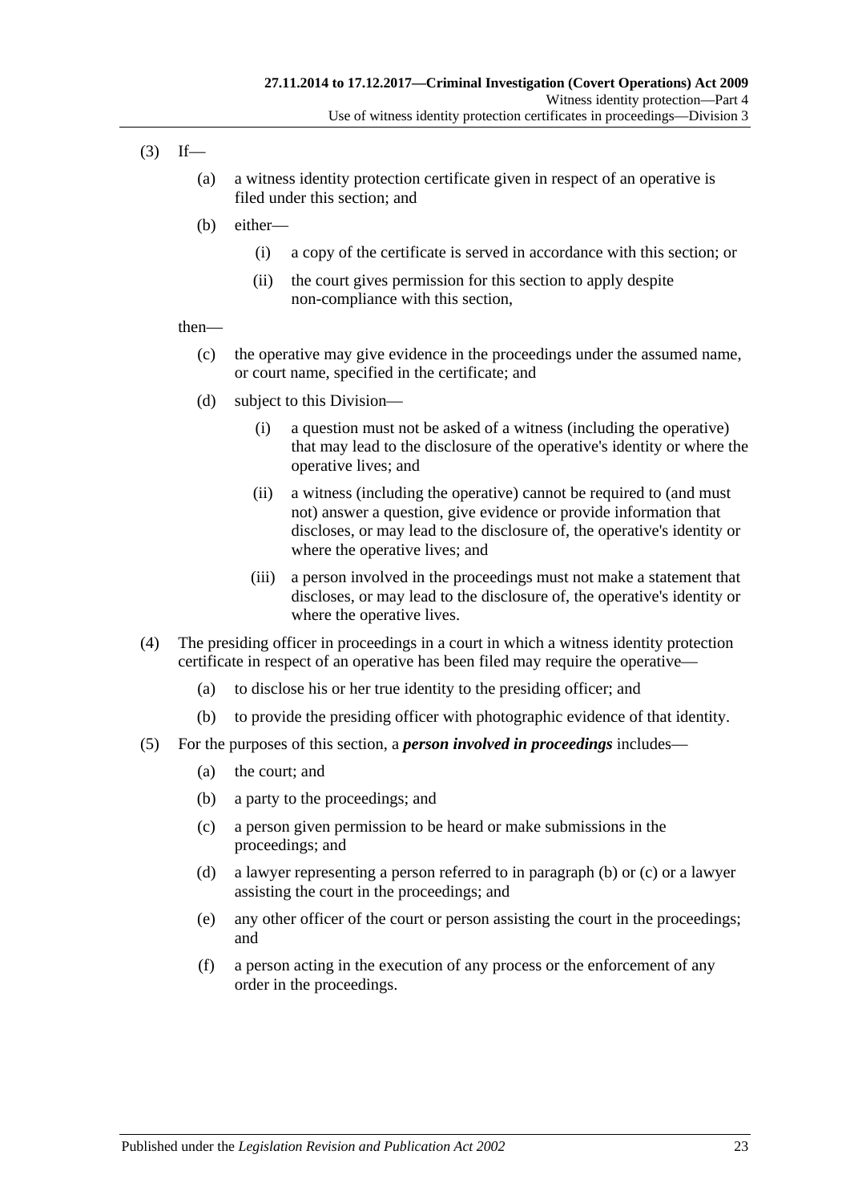(3) If—

(a) a witness identity protection certificate given in respect of an operative is filed under this section; and

(b) either—

(i) a copy of the certificate is served in accordance with this section; or

(ii) the court gives permission for this section to apply despite non-compliance with this section,

then—

(c) the operative may give evidence in the proceedings under the assumed name, or court name, specified in the certificate; and

(d) subject to this Division—

(i) a question must not be asked of a witness (including the operative) that may lead to the disclosure of the operative's identity or where the operative lives; and

(ii) a witness (including the operative) cannot be required to (and must not) answer a question, give evidence or provide information that discloses, or may lead to the disclosure of, the operative's identity or where the operative lives; and

(iii) a person involved in the proceedings must not make a statement that discloses, or may lead to the disclosure of, the operative's identity or where the operative lives.

(4) The presiding officer in proceedings in a court in which a witness identity protection certificate in respect of an operative has been filed may require the operative—

(a) to disclose his or her true identity to the presiding officer; and

(b) to provide the presiding officer with photographic evidence of that identity.

(5) For the purposes of this section, a ***person involved in proceedings*** includes—

(a) the court; and

(b) a party to the proceedings; and

(c) a person given permission to be heard or make submissions in the proceedings; and

(d) a lawyer representing a person referred to in paragraph (b) or (c) or a lawyer assisting the court in the proceedings; and

(e) any other officer of the court or person assisting the court in the proceedings; and

(f) a person acting in the execution of any process or the enforcement of any order in the proceedings.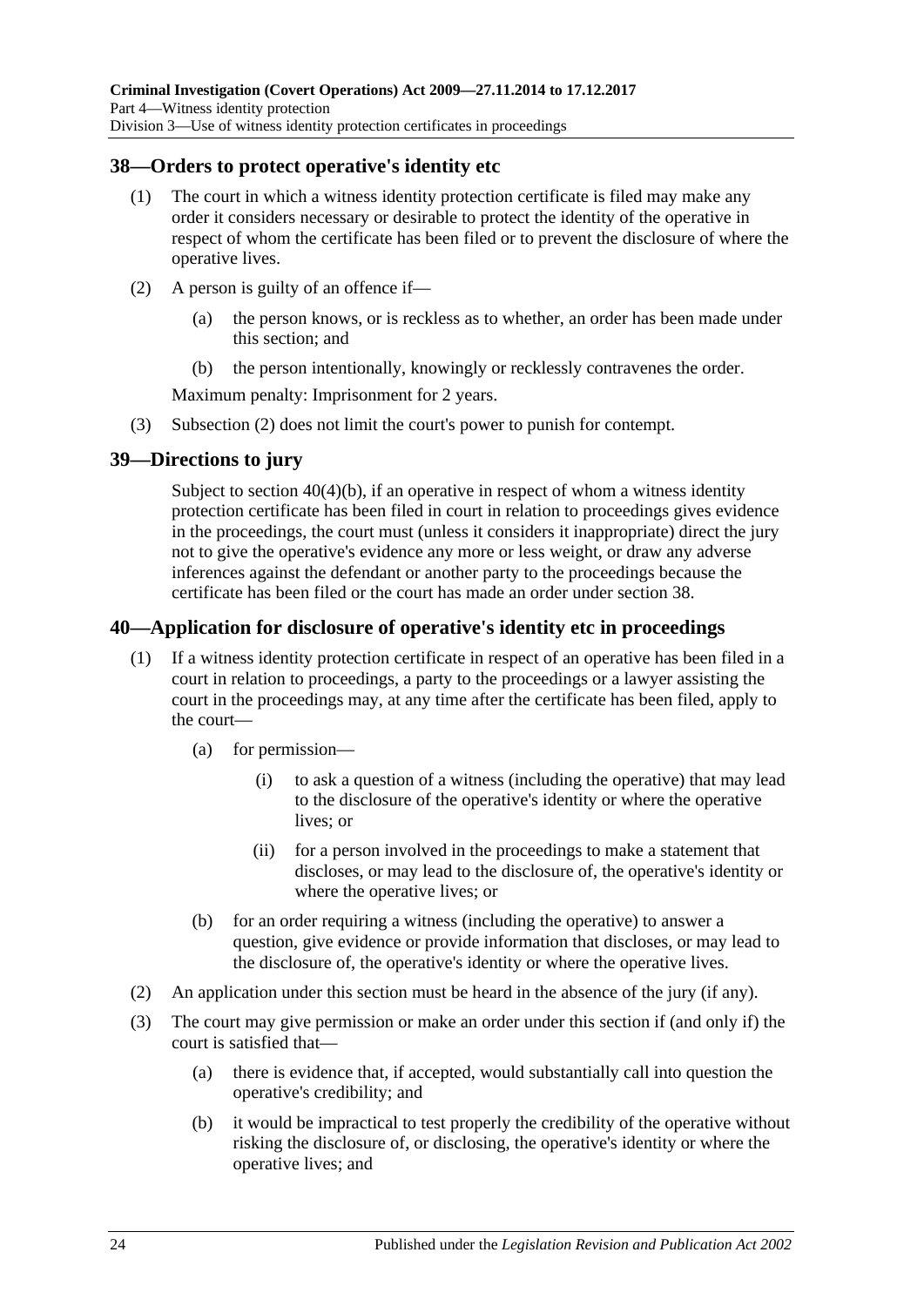## 38—Orders to protect operative's identity etc

(1) The court in which a witness identity protection certificate is filed may make any order it considers necessary or desirable to protect the identity of the operative in respect of whom the certificate has been filed or to prevent the disclosure of where the operative lives.

(2) A person is guilty of an offence if—

(a) the person knows, or is reckless as to whether, an order has been made under this section; and

(b) the person intentionally, knowingly or recklessly contravenes the order.

Maximum penalty: Imprisonment for 2 years.

(3) Subsection (2) does not limit the court's power to punish for contempt.

## 39—Directions to jury

Subject to section 40(4)(b), if an operative in respect of whom a witness identity protection certificate has been filed in court in relation to proceedings gives evidence in the proceedings, the court must (unless it considers it inappropriate) direct the jury not to give the operative's evidence any more or less weight, or draw any adverse inferences against the defendant or another party to the proceedings because the certificate has been filed or the court has made an order under section 38.

## 40—Application for disclosure of operative's identity etc in proceedings

(1) If a witness identity protection certificate in respect of an operative has been filed in a court in relation to proceedings, a party to the proceedings or a lawyer assisting the court in the proceedings may, at any time after the certificate has been filed, apply to the court—

(a) for permission—

(i) to ask a question of a witness (including the operative) that may lead to the disclosure of the operative's identity or where the operative lives; or

(ii) for a person involved in the proceedings to make a statement that discloses, or may lead to the disclosure of, the operative's identity or where the operative lives; or

(b) for an order requiring a witness (including the operative) to answer a question, give evidence or provide information that discloses, or may lead to the disclosure of, the operative's identity or where the operative lives.

(2) An application under this section must be heard in the absence of the jury (if any).

(3) The court may give permission or make an order under this section if (and only if) the court is satisfied that—

(a) there is evidence that, if accepted, would substantially call into question the operative's credibility; and

(b) it would be impractical to test properly the credibility of the operative without risking the disclosure of, or disclosing, the operative's identity or where the operative lives; and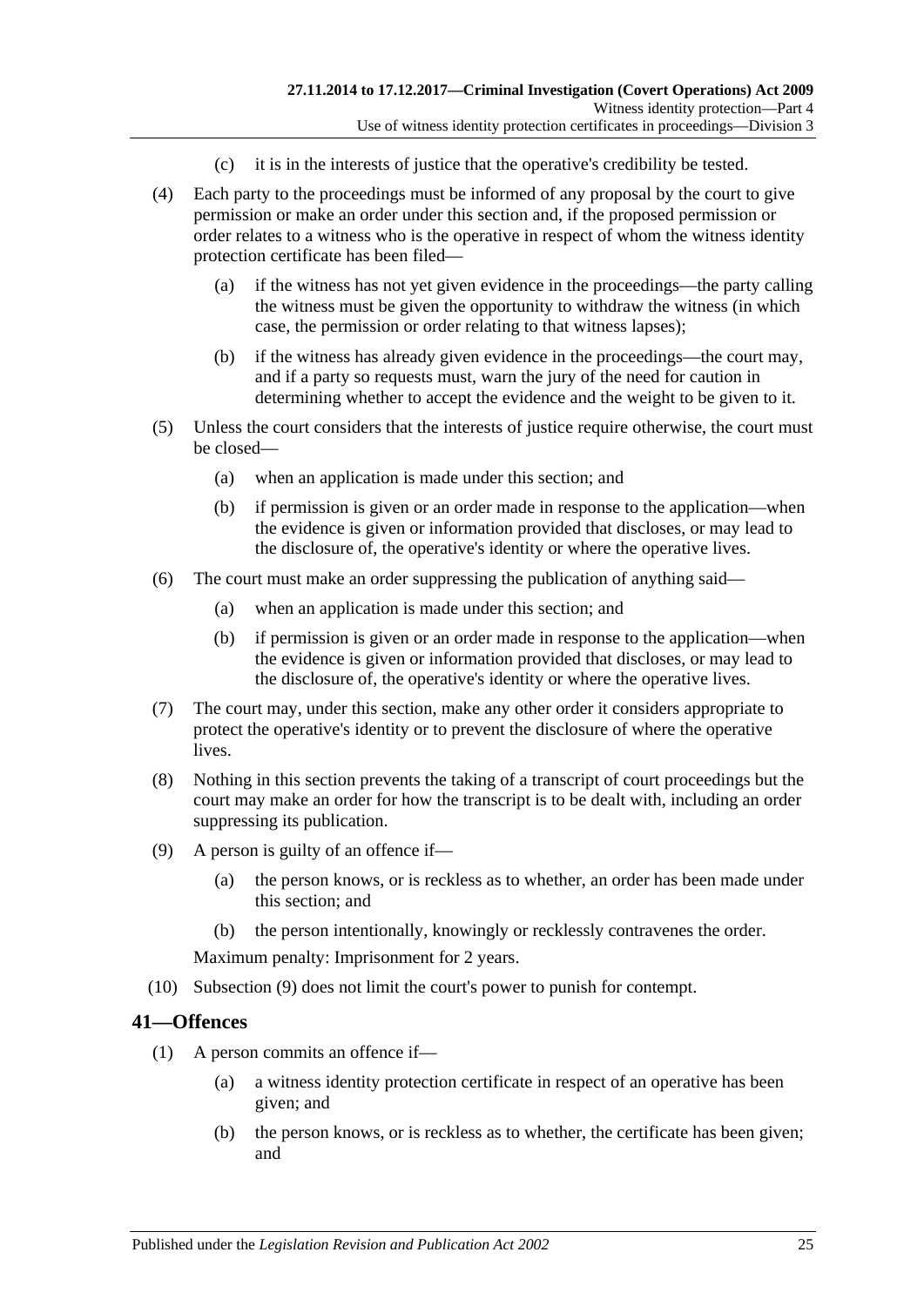(c) it is in the interests of justice that the operative's credibility be tested.

(4) Each party to the proceedings must be informed of any proposal by the court to give permission or make an order under this section and, if the proposed permission or order relates to a witness who is the operative in respect of whom the witness identity protection certificate has been filed—

(a) if the witness has not yet given evidence in the proceedings—the party calling the witness must be given the opportunity to withdraw the witness (in which case, the permission or order relating to that witness lapses);

(b) if the witness has already given evidence in the proceedings—the court may, and if a party so requests must, warn the jury of the need for caution in determining whether to accept the evidence and the weight to be given to it.

(5) Unless the court considers that the interests of justice require otherwise, the court must be closed—

(a) when an application is made under this section; and

(b) if permission is given or an order made in response to the application—when the evidence is given or information provided that discloses, or may lead to the disclosure of, the operative's identity or where the operative lives.

(6) The court must make an order suppressing the publication of anything said—

(a) when an application is made under this section; and

(b) if permission is given or an order made in response to the application—when the evidence is given or information provided that discloses, or may lead to the disclosure of, the operative's identity or where the operative lives.

(7) The court may, under this section, make any other order it considers appropriate to protect the operative's identity or to prevent the disclosure of where the operative lives.

(8) Nothing in this section prevents the taking of a transcript of court proceedings but the court may make an order for how the transcript is to be dealt with, including an order suppressing its publication.

(9) A person is guilty of an offence if—

(a) the person knows, or is reckless as to whether, an order has been made under this section; and

(b) the person intentionally, knowingly or recklessly contravenes the order.

Maximum penalty: Imprisonment for 2 years.

(10) Subsection (9) does not limit the court's power to punish for contempt.

## 41—Offences

(1) A person commits an offence if—

(a) a witness identity protection certificate in respect of an operative has been given; and

(b) the person knows, or is reckless as to whether, the certificate has been given; and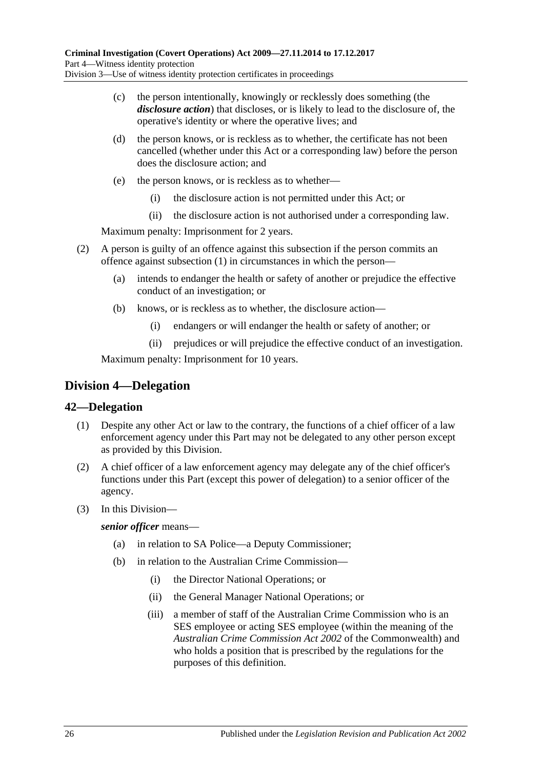(c) the person intentionally, knowingly or recklessly does something (the ***disclosure action***) that discloses, or is likely to lead to the disclosure of, the operative's identity or where the operative lives; and

(d) the person knows, or is reckless as to whether, the certificate has not been cancelled (whether under this Act or a corresponding law) before the person does the disclosure action; and

(e) the person knows, or is reckless as to whether—

(i) the disclosure action is not permitted under this Act; or

(ii) the disclosure action is not authorised under a corresponding law.

Maximum penalty: Imprisonment for 2 years.

(2) A person is guilty of an offence against this subsection if the person commits an offence against subsection (1) in circumstances in which the person—

(a) intends to endanger the health or safety of another or prejudice the effective conduct of an investigation; or

(b) knows, or is reckless as to whether, the disclosure action—

(i) endangers or will endanger the health or safety of another; or

(ii) prejudices or will prejudice the effective conduct of an investigation.

Maximum penalty: Imprisonment for 10 years.

## Division 4—Delegation

### 42—Delegation

(1) Despite any other Act or law to the contrary, the functions of a chief officer of a law enforcement agency under this Part may not be delegated to any other person except as provided by this Division.

(2) A chief officer of a law enforcement agency may delegate any of the chief officer's functions under this Part (except this power of delegation) to a senior officer of the agency.

(3) In this Division—

***senior officer*** means—

(a) in relation to SA Police—a Deputy Commissioner;

(b) in relation to the Australian Crime Commission—

(i) the Director National Operations; or

(ii) the General Manager National Operations; or

(iii) a member of staff of the Australian Crime Commission who is an SES employee or acting SES employee (within the meaning of the *Australian Crime Commission Act 2002* of the Commonwealth) and who holds a position that is prescribed by the regulations for the purposes of this definition.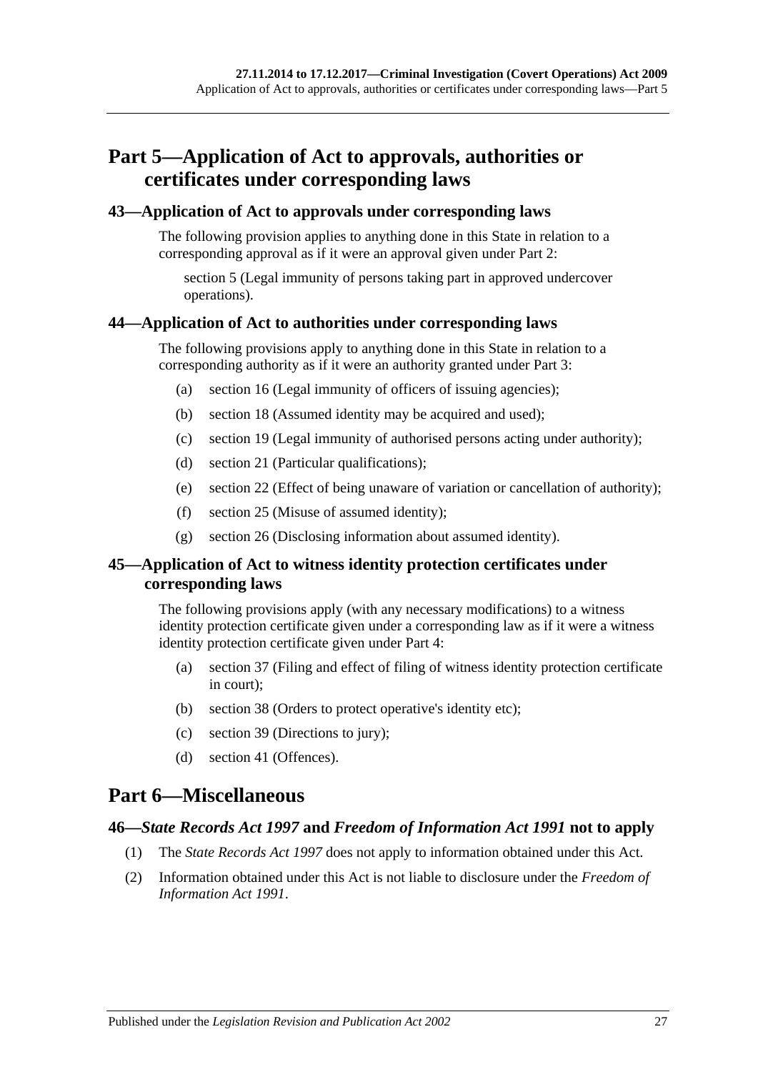## Part 5—Application of Act to approvals, authorities or certificates under corresponding laws

### 43—Application of Act to approvals under corresponding laws

The following provision applies to anything done in this State in relation to a corresponding approval as if it were an approval given under Part 2:

section 5 (Legal immunity of persons taking part in approved undercover operations).

### 44—Application of Act to authorities under corresponding laws

The following provisions apply to anything done in this State in relation to a corresponding authority as if it were an authority granted under Part 3:

- (a) section 16 (Legal immunity of officers of issuing agencies);
- (b) section 18 (Assumed identity may be acquired and used);
- (c) section 19 (Legal immunity of authorised persons acting under authority);
- (d) section 21 (Particular qualifications);
- (e) section 22 (Effect of being unaware of variation or cancellation of authority);
- (f) section 25 (Misuse of assumed identity);
- (g) section 26 (Disclosing information about assumed identity).

### 45—Application of Act to witness identity protection certificates under corresponding laws

The following provisions apply (with any necessary modifications) to a witness identity protection certificate given under a corresponding law as if it were a witness identity protection certificate given under Part 4:

- (a) section 37 (Filing and effect of filing of witness identity protection certificate in court);
- (b) section 38 (Orders to protect operative's identity etc);
- (c) section 39 (Directions to jury);
- (d) section 41 (Offences).

## Part 6—Miscellaneous

### 46—*State Records Act 1997* and *Freedom of Information Act 1991* not to apply

(1) The *State Records Act 1997* does not apply to information obtained under this Act.

(2) Information obtained under this Act is not liable to disclosure under the *Freedom of Information Act 1991*.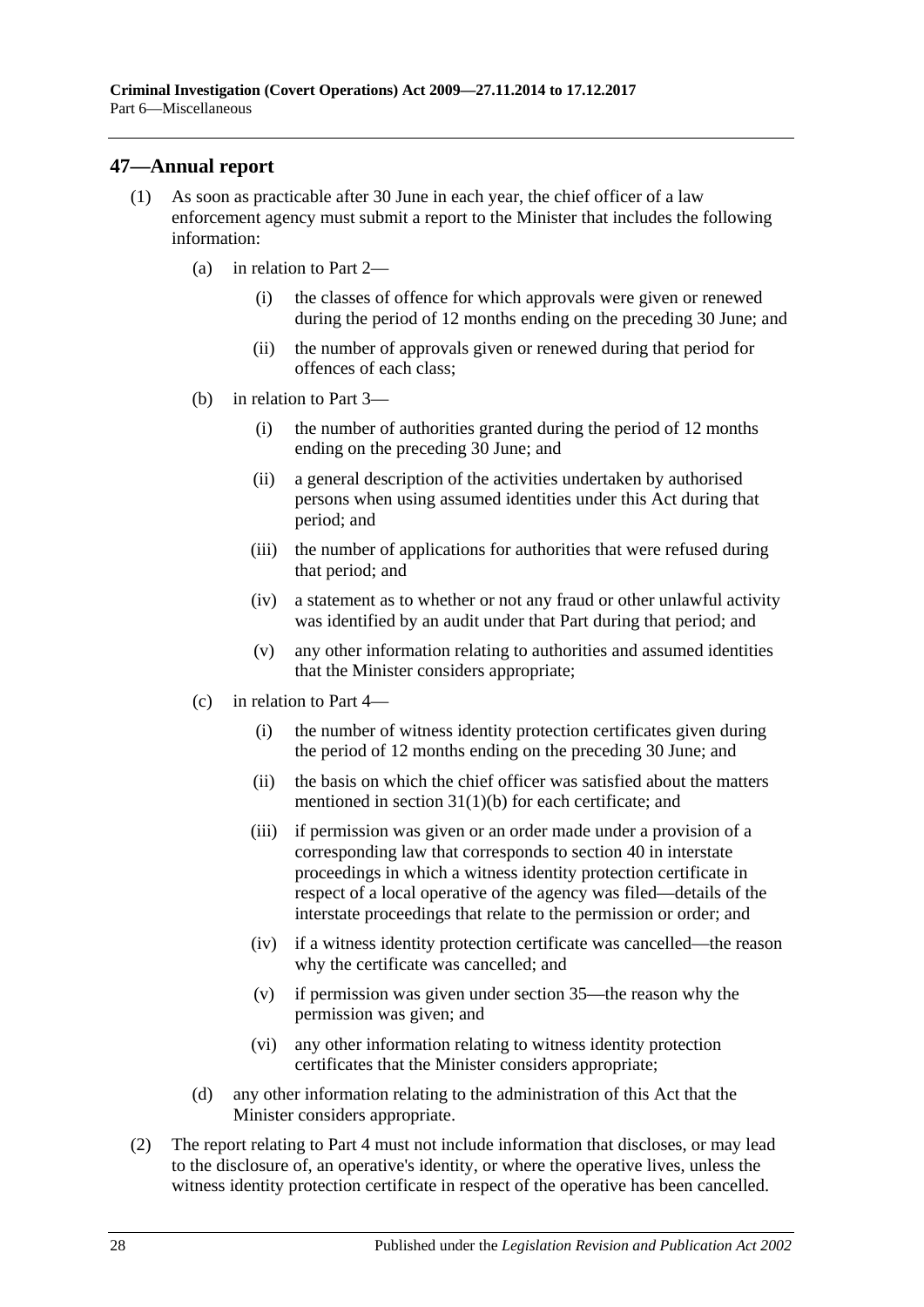## 47—Annual report

(1) As soon as practicable after 30 June in each year, the chief officer of a law enforcement agency must submit a report to the Minister that includes the following information:

(a) in relation to Part 2—

(i) the classes of offence for which approvals were given or renewed during the period of 12 months ending on the preceding 30 June; and

(ii) the number of approvals given or renewed during that period for offences of each class;

(b) in relation to Part 3—

(i) the number of authorities granted during the period of 12 months ending on the preceding 30 June; and

(ii) a general description of the activities undertaken by authorised persons when using assumed identities under this Act during that period; and

(iii) the number of applications for authorities that were refused during that period; and

(iv) a statement as to whether or not any fraud or other unlawful activity was identified by an audit under that Part during that period; and

(v) any other information relating to authorities and assumed identities that the Minister considers appropriate;

(c) in relation to Part 4—

(i) the number of witness identity protection certificates given during the period of 12 months ending on the preceding 30 June; and

(ii) the basis on which the chief officer was satisfied about the matters mentioned in section 31(1)(b) for each certificate; and

(iii) if permission was given or an order made under a provision of a corresponding law that corresponds to section 40 in interstate proceedings in which a witness identity protection certificate in respect of a local operative of the agency was filed—details of the interstate proceedings that relate to the permission or order; and

(iv) if a witness identity protection certificate was cancelled—the reason why the certificate was cancelled; and

(v) if permission was given under section 35—the reason why the permission was given; and

(vi) any other information relating to witness identity protection certificates that the Minister considers appropriate;

(d) any other information relating to the administration of this Act that the Minister considers appropriate.

(2) The report relating to Part 4 must not include information that discloses, or may lead to the disclosure of, an operative's identity, or where the operative lives, unless the witness identity protection certificate in respect of the operative has been cancelled.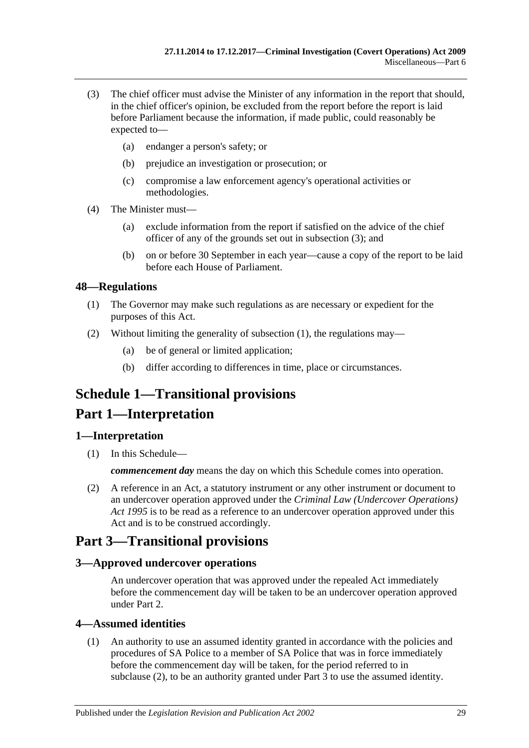(3) The chief officer must advise the Minister of any information in the report that should, in the chief officer's opinion, be excluded from the report before the report is laid before Parliament because the information, if made public, could reasonably be expected to—

(a) endanger a person's safety; or

(b) prejudice an investigation or prosecution; or

(c) compromise a law enforcement agency's operational activities or methodologies.

(4) The Minister must—

(a) exclude information from the report if satisfied on the advice of the chief officer of any of the grounds set out in subsection (3); and

(b) on or before 30 September in each year—cause a copy of the report to be laid before each House of Parliament.

### 48—Regulations

(1) The Governor may make such regulations as are necessary or expedient for the purposes of this Act.

(2) Without limiting the generality of subsection (1), the regulations may—

(a) be of general or limited application;

(b) differ according to differences in time, place or circumstances.

# Schedule 1—Transitional provisions

# Part 1—Interpretation

### 1—Interpretation

(1) In this Schedule—

***commencement day*** means the day on which this Schedule comes into operation.

(2) A reference in an Act, a statutory instrument or any other instrument or document to an undercover operation approved under the *Criminal Law (Undercover Operations) Act 1995* is to be read as a reference to an undercover operation approved under this Act and is to be construed accordingly.

# Part 3—Transitional provisions

### 3—Approved undercover operations

An undercover operation that was approved under the repealed Act immediately before the commencement day will be taken to be an undercover operation approved under Part 2.

### 4—Assumed identities

(1) An authority to use an assumed identity granted in accordance with the policies and procedures of SA Police to a member of SA Police that was in force immediately before the commencement day will be taken, for the period referred to in subclause (2), to be an authority granted under Part 3 to use the assumed identity.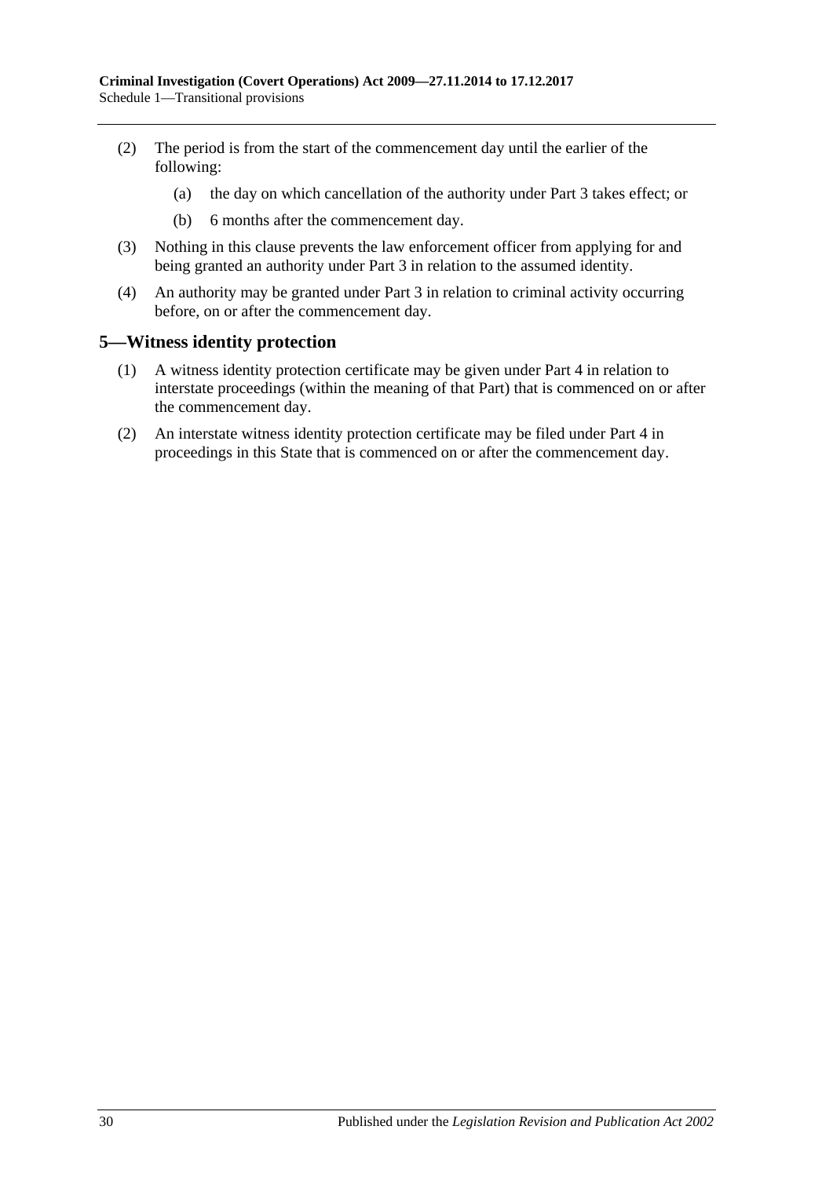(2) The period is from the start of the commencement day until the earlier of the following:

  (a) the day on which cancellation of the authority under Part 3 takes effect; or

  (b) 6 months after the commencement day.

(3) Nothing in this clause prevents the law enforcement officer from applying for and being granted an authority under Part 3 in relation to the assumed identity.

(4) An authority may be granted under Part 3 in relation to criminal activity occurring before, on or after the commencement day.

## 5—Witness identity protection

(1) A witness identity protection certificate may be given under Part 4 in relation to interstate proceedings (within the meaning of that Part) that is commenced on or after the commencement day.

(2) An interstate witness identity protection certificate may be filed under Part 4 in proceedings in this State that is commenced on or after the commencement day.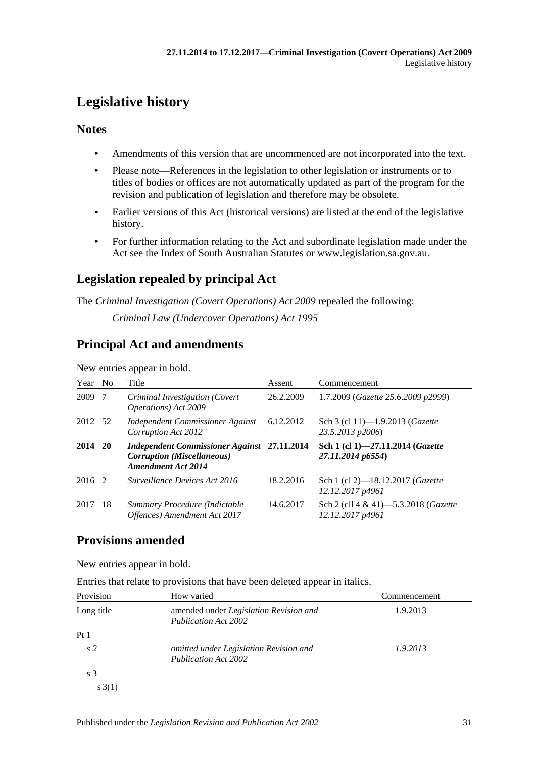# Legislative history

## Notes

- Amendments of this version that are uncommenced are not incorporated into the text.
- Please note—References in the legislation to other legislation or instruments or to titles of bodies or offices are not automatically updated as part of the program for the revision and publication of legislation and therefore may be obsolete.
- Earlier versions of this Act (historical versions) are listed at the end of the legislative history.
- For further information relating to the Act and subordinate legislation made under the Act see the Index of South Australian Statutes or www.legislation.sa.gov.au.

## Legislation repealed by principal Act

The *Criminal Investigation (Covert Operations) Act 2009* repealed the following:

*Criminal Law (Undercover Operations) Act 1995*

## Principal Act and amendments

New entries appear in bold.

| Year | No | Title | Assent | Commencement |
|---|---|---|---|---|
| 2009 | 7 | *Criminal Investigation (Covert Operations) Act 2009* | 26.2.2009 | 1.7.2009 (*Gazette 25.6.2009 p2999*) |
| 2012 | 52 | *Independent Commissioner Against Corruption Act 2012* | 6.12.2012 | Sch 3 (cl 11)—1.9.2013 (*Gazette 23.5.2013 p2006*) |
| **2014** | **20** | ***Independent Commissioner Against Corruption (Miscellaneous) Amendment Act 2014*** | **27.11.2014** | **Sch 1 (cl 1)—27.11.2014 (*Gazette 27.11.2014 p6554*)** |
| 2016 | 2 | *Surveillance Devices Act 2016* | 18.2.2016 | Sch 1 (cl 2)—18.12.2017 (*Gazette 12.12.2017 p4961* |
| 2017 | 18 | *Summary Procedure (Indictable Offences) Amendment Act 2017* | 14.6.2017 | Sch 2 (cll 4 & 41)—5.3.2018 (*Gazette 12.12.2017 p4961* |

## Provisions amended

New entries appear in bold.

Entries that relate to provisions that have been deleted appear in italics.

| Provision | How varied | Commencement |
|---|---|---|
| Long title | amended under *Legislation Revision and Publication Act 2002* | 1.9.2013 |
| Pt 1 | | |
| *s 2* | *omitted under Legislation Revision and Publication Act 2002* | *1.9.2013* |
| s 3 | | |
| s 3(1) | | |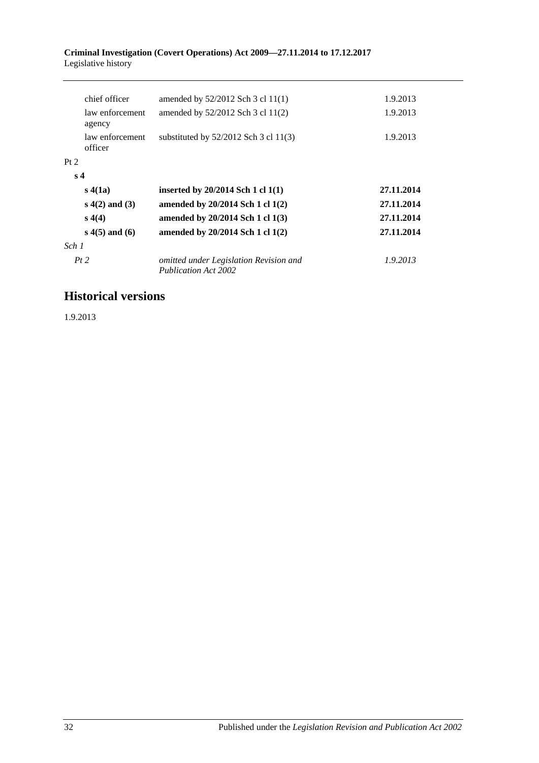| | | |
|---|---|---|
| chief officer | amended by 52/2012 Sch 3 cl 11(1) | 1.9.2013 |
| law enforcement agency | amended by 52/2012 Sch 3 cl 11(2) | 1.9.2013 |
| law enforcement officer | substituted by 52/2012 Sch 3 cl 11(3) | 1.9.2013 |
| Pt 2 | | |
| **s 4** | | |
| **s 4(1a)** | **inserted by 20/2014 Sch 1 cl 1(1)** | **27.11.2014** |
| **s 4(2) and (3)** | **amended by 20/2014 Sch 1 cl 1(2)** | **27.11.2014** |
| **s 4(4)** | **amended by 20/2014 Sch 1 cl 1(3)** | **27.11.2014** |
| **s 4(5) and (6)** | **amended by 20/2014 Sch 1 cl 1(2)** | **27.11.2014** |
| *Sch 1* | | |
| *Pt 2* | *omitted under Legislation Revision and Publication Act 2002* | *1.9.2013* |

## Historical versions

1.9.2013